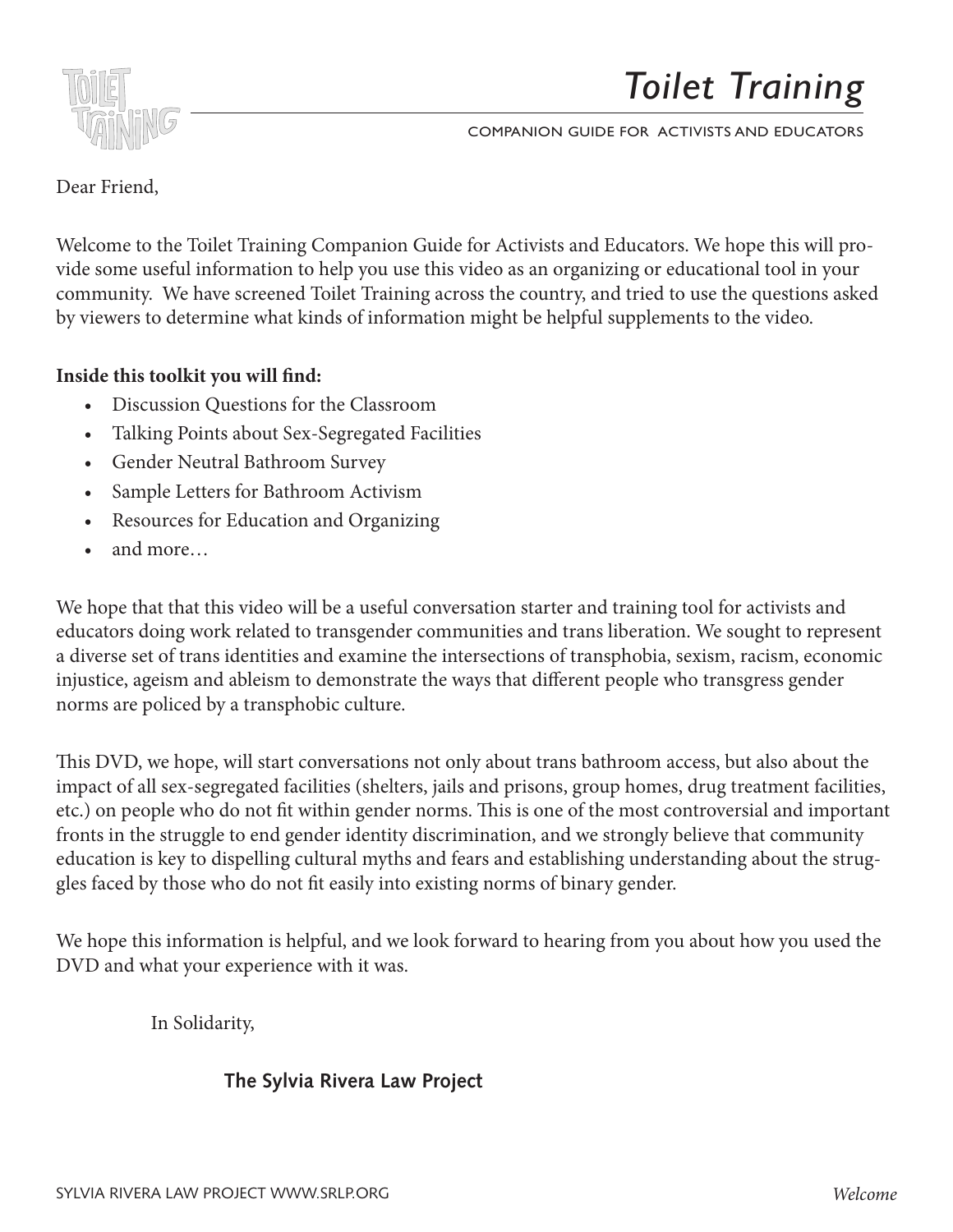# Toilet Training

COMPANION GUIDE FOR ACTIVISTS AND EDUCATORS

Dear Friend,

Welcome to the Toilet Training Companion Guide for Activists and Educators. We hope this will provide some useful information to help you use this video as an organizing or educational tool in your community. We have screened Toilet Training across the country, and tried to use the questions asked by viewers to determine what kinds of information might be helpful supplements to the video.

**Inside this toolkit you will find:**

- Discussion Questions for the Classroom
- Talking Points about Sex-Segregated Facilities
- Gender Neutral Bathroom Survey
- Sample Letters for Bathroom Activism
- Resources for Education and Organizing
- and more…

We hope that that this video will be a useful conversation starter and training tool for activists and educators doing work related to transgender communities and trans liberation. We sought to represent a diverse set of trans identities and examine the intersections of transphobia, sexism, racism, economic injustice, ageism and ableism to demonstrate the ways that different people who transgress gender norms are policed by a transphobic culture.

This DVD, we hope, will start conversations not only about trans bathroom access, but also about the impact of all sex-segregated facilities (shelters, jails and prisons, group homes, drug treatment facilities, etc.) on people who do not fit within gender norms. This is one of the most controversial and important fronts in the struggle to end gender identity discrimination, and we strongly believe that community education is key to dispelling cultural myths and fears and establishing understanding about the struggles faced by those who do not fit easily into existing norms of binary gender.

We hope this information is helpful, and we look forward to hearing from you about how you used the DVD and what your experience with it was.

In Solidarity,

**The Sylvia Rivera Law Project**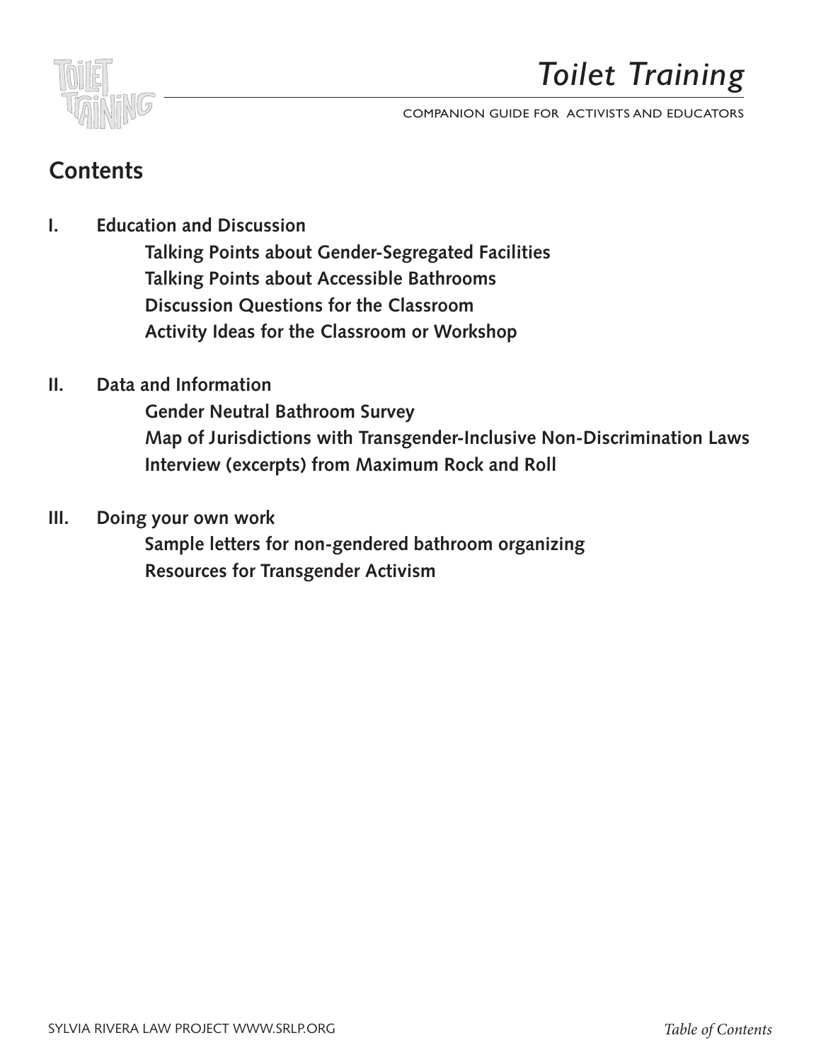# Contents

**I. Education and Discussion**

- **Talking Points about Gender-Segregated Facilities**
- **Talking Points about Accessible Bathrooms**
- **Discussion Questions for the Classroom**
- **Activity Ideas for the Classroom or Workshop**

**II. Data and Information**

- **Gender Neutral Bathroom Survey**
- **Map of Jurisdictions with Transgender-Inclusive Non-Discrimination Laws**
- **Interview (excerpts) from Maximum Rock and Roll**

**III. Doing your own work**

- **Sample letters for non-gendered bathroom organizing**
- **Resources for Transgender Activism**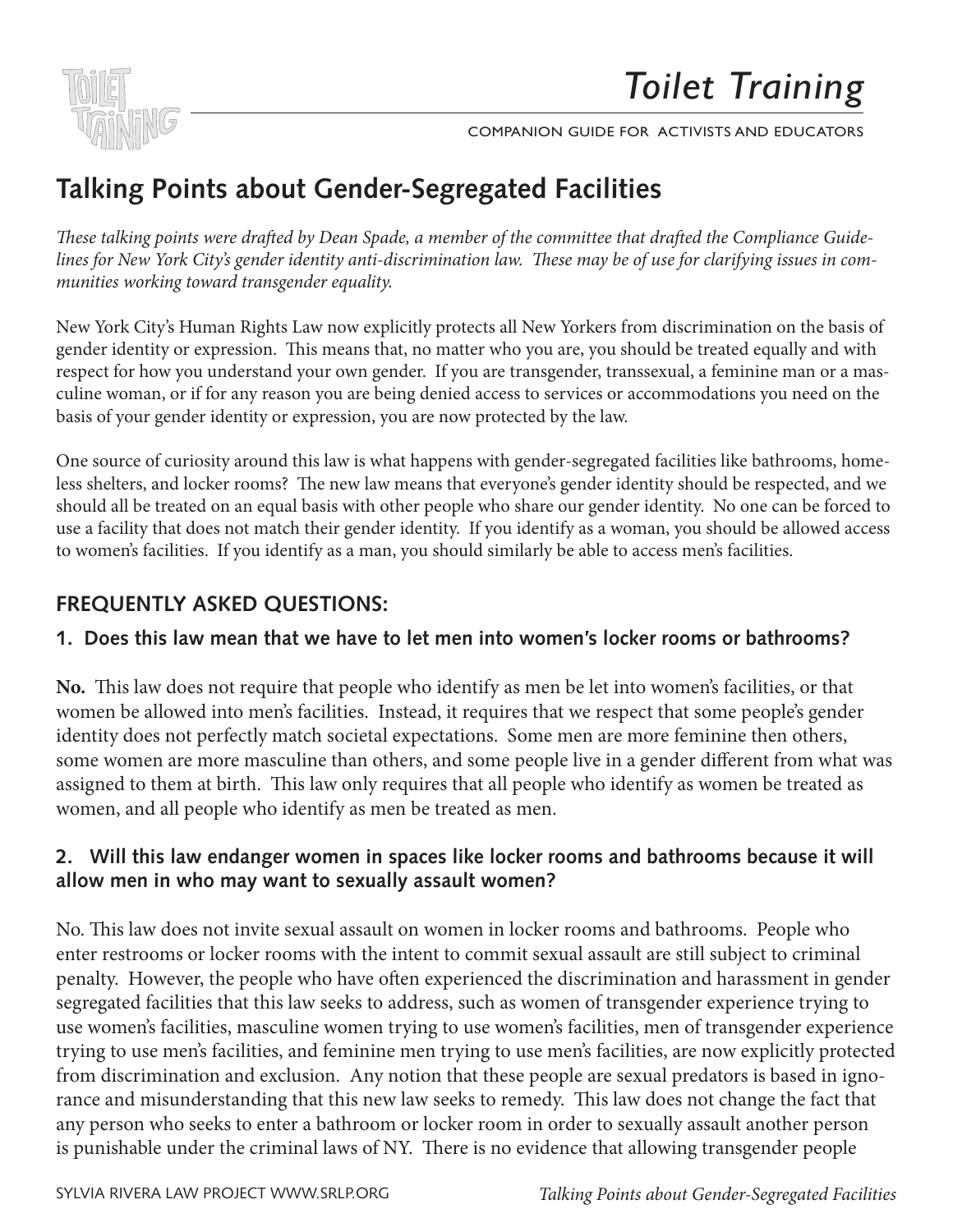# Talking Points about Gender-Segregated Facilities

*These talking points were drafted by Dean Spade, a member of the committee that drafted the Compliance Guidelines for New York City's gender identity anti-discrimination law. These may be of use for clarifying issues in communities working toward transgender equality.*

New York City's Human Rights Law now explicitly protects all New Yorkers from discrimination on the basis of gender identity or expression. This means that, no matter who you are, you should be treated equally and with respect for how you understand your own gender. If you are transgender, transsexual, a feminine man or a masculine woman, or if for any reason you are being denied access to services or accommodations you need on the basis of your gender identity or expression, you are now protected by the law.

One source of curiosity around this law is what happens with gender-segregated facilities like bathrooms, homeless shelters, and locker rooms? The new law means that everyone's gender identity should be respected, and we should all be treated on an equal basis with other people who share our gender identity. No one can be forced to use a facility that does not match their gender identity. If you identify as a woman, you should be allowed access to women's facilities. If you identify as a man, you should similarly be able to access men's facilities.

## FREQUENTLY ASKED QUESTIONS:

### 1. Does this law mean that we have to let men into women's locker rooms or bathrooms?

**No.** This law does not require that people who identify as men be let into women's facilities, or that women be allowed into men's facilities. Instead, it requires that we respect that some people's gender identity does not perfectly match societal expectations. Some men are more feminine then others, some women are more masculine than others, and some people live in a gender different from what was assigned to them at birth. This law only requires that all people who identify as women be treated as women, and all people who identify as men be treated as men.

### 2. Will this law endanger women in spaces like locker rooms and bathrooms because it will allow men in who may want to sexually assault women?

No. This law does not invite sexual assault on women in locker rooms and bathrooms. People who enter restrooms or locker rooms with the intent to commit sexual assault are still subject to criminal penalty. However, the people who have often experienced the discrimination and harassment in gender segregated facilities that this law seeks to address, such as women of transgender experience trying to use women's facilities, masculine women trying to use women's facilities, men of transgender experience trying to use men's facilities, and feminine men trying to use men's facilities, are now explicitly protected from discrimination and exclusion. Any notion that these people are sexual predators is based in ignorance and misunderstanding that this new law seeks to remedy. This law does not change the fact that any person who seeks to enter a bathroom or locker room in order to sexually assault another person is punishable under the criminal laws of NY. There is no evidence that allowing transgender people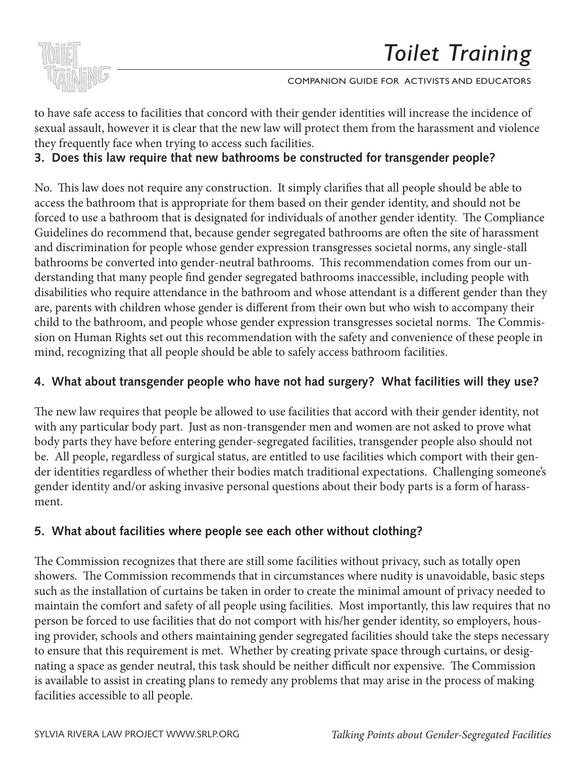to have safe access to facilities that concord with their gender identities will increase the incidence of sexual assault, however it is clear that the new law will protect them from the harassment and violence they frequently face when trying to access such facilities.

**3. Does this law require that new bathrooms be constructed for transgender people?**

No. This law does not require any construction. It simply clarifies that all people should be able to access the bathroom that is appropriate for them based on their gender identity, and should not be forced to use a bathroom that is designated for individuals of another gender identity. The Compliance Guidelines do recommend that, because gender segregated bathrooms are often the site of harassment and discrimination for people whose gender expression transgresses societal norms, any single-stall bathrooms be converted into gender-neutral bathrooms. This recommendation comes from our understanding that many people find gender segregated bathrooms inaccessible, including people with disabilities who require attendance in the bathroom and whose attendant is a different gender than they are, parents with children whose gender is different from their own but who wish to accompany their child to the bathroom, and people whose gender expression transgresses societal norms. The Commission on Human Rights set out this recommendation with the safety and convenience of these people in mind, recognizing that all people should be able to safely access bathroom facilities.

**4. What about transgender people who have not had surgery? What facilities will they use?**

The new law requires that people be allowed to use facilities that accord with their gender identity, not with any particular body part. Just as non-transgender men and women are not asked to prove what body parts they have before entering gender-segregated facilities, transgender people also should not be. All people, regardless of surgical status, are entitled to use facilities which comport with their gender identities regardless of whether their bodies match traditional expectations. Challenging someone's gender identity and/or asking invasive personal questions about their body parts is a form of harassment.

**5. What about facilities where people see each other without clothing?**

The Commission recognizes that there are still some facilities without privacy, such as totally open showers. The Commission recommends that in circumstances where nudity is unavoidable, basic steps such as the installation of curtains be taken in order to create the minimal amount of privacy needed to maintain the comfort and safety of all people using facilities. Most importantly, this law requires that no person be forced to use facilities that do not comport with his/her gender identity, so employers, housing provider, schools and others maintaining gender segregated facilities should take the steps necessary to ensure that this requirement is met. Whether by creating private space through curtains, or designating a space as gender neutral, this task should be neither difficult nor expensive. The Commission is available to assist in creating plans to remedy any problems that may arise in the process of making facilities accessible to all people.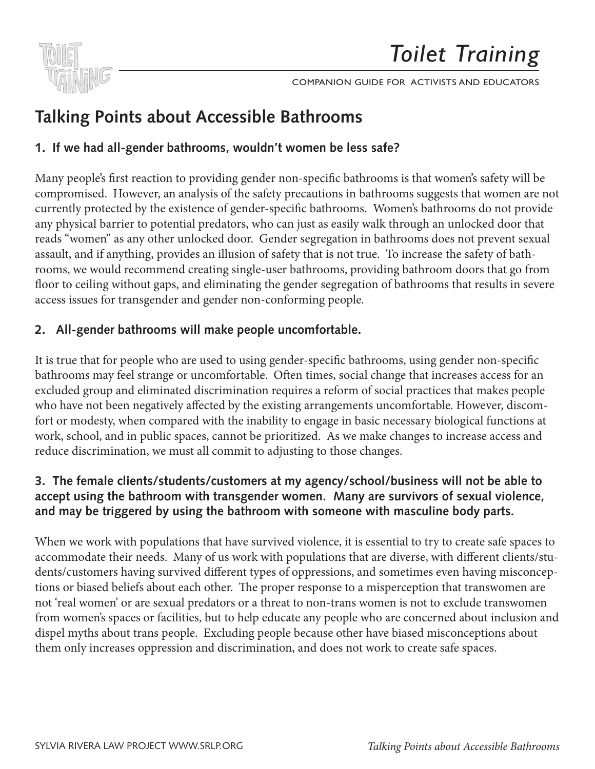# Toilet Training

COMPANION GUIDE FOR ACTIVISTS AND EDUCATORS

## Talking Points about Accessible Bathrooms

### 1. If we had all-gender bathrooms, wouldn't women be less safe?

Many people's first reaction to providing gender non-specific bathrooms is that women's safety will be compromised. However, an analysis of the safety precautions in bathrooms suggests that women are not currently protected by the existence of gender-specific bathrooms. Women's bathrooms do not provide any physical barrier to potential predators, who can just as easily walk through an unlocked door that reads "women" as any other unlocked door. Gender segregation in bathrooms does not prevent sexual assault, and if anything, provides an illusion of safety that is not true. To increase the safety of bathrooms, we would recommend creating single-user bathrooms, providing bathroom doors that go from floor to ceiling without gaps, and eliminating the gender segregation of bathrooms that results in severe access issues for transgender and gender non-conforming people.

### 2. All-gender bathrooms will make people uncomfortable.

It is true that for people who are used to using gender-specific bathrooms, using gender non-specific bathrooms may feel strange or uncomfortable. Often times, social change that increases access for an excluded group and eliminated discrimination requires a reform of social practices that makes people who have not been negatively affected by the existing arrangements uncomfortable. However, discomfort or modesty, when compared with the inability to engage in basic necessary biological functions at work, school, and in public spaces, cannot be prioritized. As we make changes to increase access and reduce discrimination, we must all commit to adjusting to those changes.

### 3. The female clients/students/customers at my agency/school/business will not be able to accept using the bathroom with transgender women. Many are survivors of sexual violence, and may be triggered by using the bathroom with someone with masculine body parts.

When we work with populations that have survived violence, it is essential to try to create safe spaces to accommodate their needs. Many of us work with populations that are diverse, with different clients/students/customers having survived different types of oppressions, and sometimes even having misconceptions or biased beliefs about each other. The proper response to a misperception that transwomen are not 'real women' or are sexual predators or a threat to non-trans women is not to exclude transwomen from women's spaces or facilities, but to help educate any people who are concerned about inclusion and dispel myths about trans people. Excluding people because other have biased misconceptions about them only increases oppression and discrimination, and does not work to create safe spaces.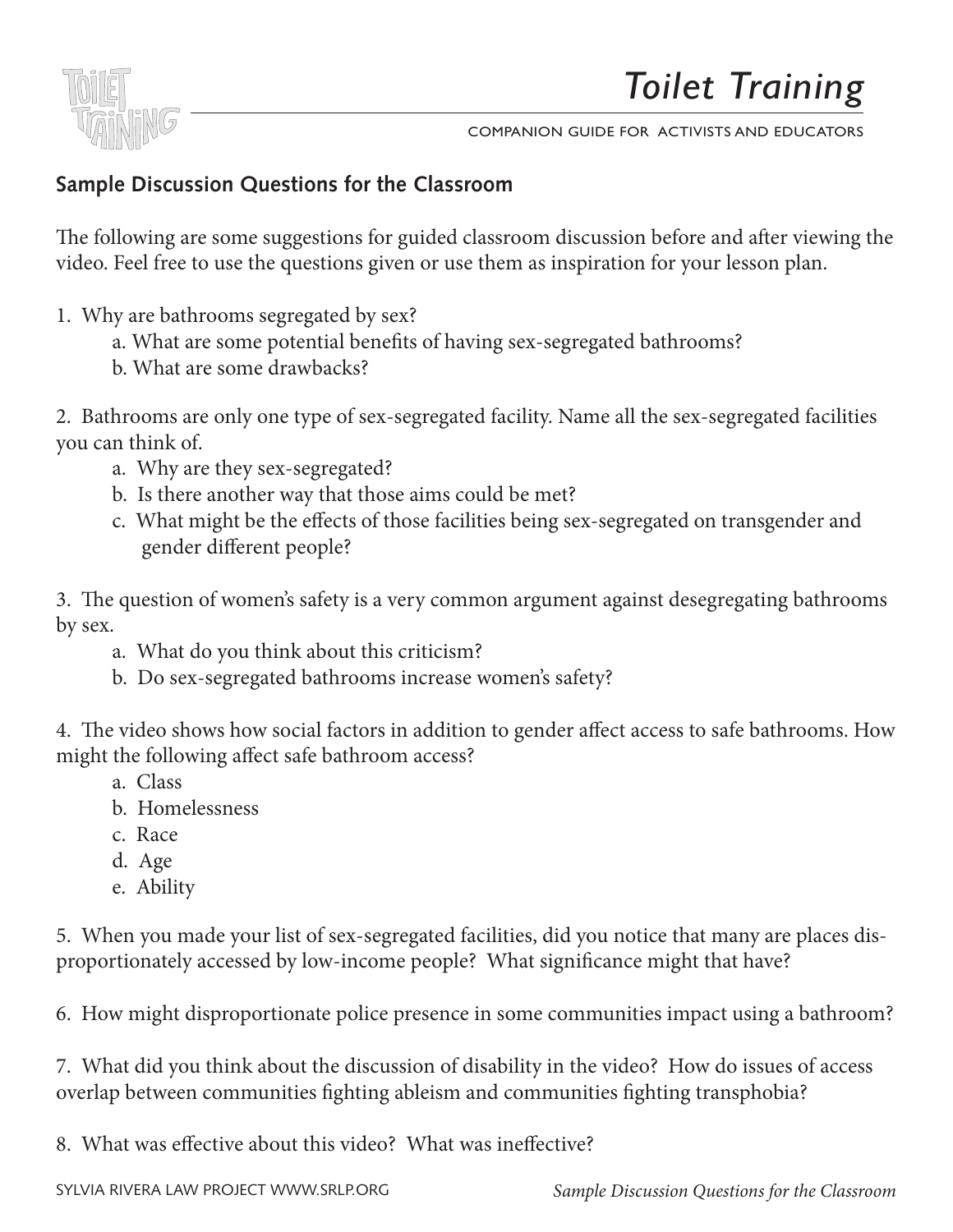## Sample Discussion Questions for the Classroom

The following are some suggestions for guided classroom discussion before and after viewing the video. Feel free to use the questions given or use them as inspiration for your lesson plan.

1. Why are bathrooms segregated by sex?
   a. What are some potential benefits of having sex-segregated bathrooms?
   b. What are some drawbacks?

2. Bathrooms are only one type of sex-segregated facility. Name all the sex-segregated facilities you can think of.
   a. Why are they sex-segregated?
   b. Is there another way that those aims could be met?
   c. What might be the effects of those facilities being sex-segregated on transgender and gender different people?

3. The question of women's safety is a very common argument against desegregating bathrooms by sex.
   a. What do you think about this criticism?
   b. Do sex-segregated bathrooms increase women's safety?

4. The video shows how social factors in addition to gender affect access to safe bathrooms. How might the following affect safe bathroom access?
   a. Class
   b. Homelessness
   c. Race
   d. Age
   e. Ability

5. When you made your list of sex-segregated facilities, did you notice that many are places disproportionately accessed by low-income people? What significance might that have?

6. How might disproportionate police presence in some communities impact using a bathroom?

7. What did you think about the discussion of disability in the video? How do issues of access overlap between communities fighting ableism and communities fighting transphobia?

8. What was effective about this video? What was ineffective?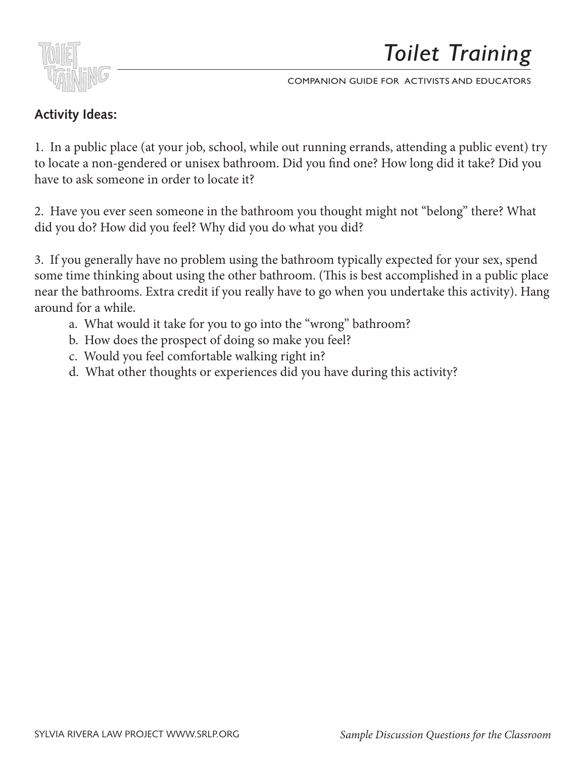**Activity Ideas:**

1. In a public place (at your job, school, while out running errands, attending a public event) try to locate a non-gendered or unisex bathroom. Did you find one? How long did it take? Did you have to ask someone in order to locate it?

2. Have you ever seen someone in the bathroom you thought might not "belong" there? What did you do? How did you feel? Why did you do what you did?

3. If you generally have no problem using the bathroom typically expected for your sex, spend some time thinking about using the other bathroom. (This is best accomplished in a public place near the bathrooms. Extra credit if you really have to go when you undertake this activity). Hang around for a while.

   a. What would it take for you to go into the "wrong" bathroom?
   b. How does the prospect of doing so make you feel?
   c. Would you feel comfortable walking right in?
   d. What other thoughts or experiences did you have during this activity?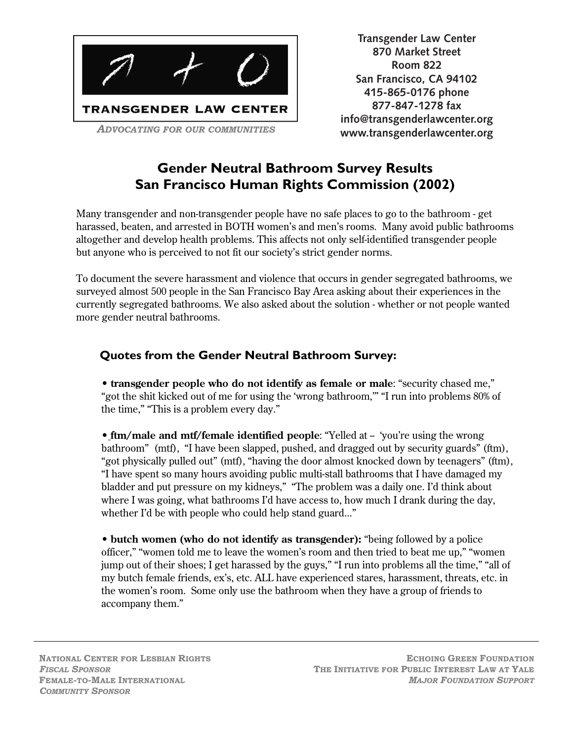**TRANSGENDER LAW CENTER**

*ADVOCATING FOR OUR COMMUNITIES*

**Transgender Law Center**
**870 Market Street**
**Room 822**
**San Francisco, CA 94102**
**415-865-0176 phone**
**877-847-1278 fax**
**info@transgenderlawcenter.org**
**www.transgenderlawcenter.org**

# Gender Neutral Bathroom Survey Results
# San Francisco Human Rights Commission (2002)

Many transgender and non-transgender people have no safe places to go to the bathroom - get harassed, beaten, and arrested in BOTH women's and men's rooms. Many avoid public bathrooms altogether and develop health problems. This affects not only self-identified transgender people but anyone who is perceived to not fit our society's strict gender norms.

To document the severe harassment and violence that occurs in gender segregated bathrooms, we surveyed almost 500 people in the San Francisco Bay Area asking about their experiences in the currently segregated bathrooms. We also asked about the solution - whether or not people wanted more gender neutral bathrooms.

## Quotes from the Gender Neutral Bathroom Survey:

- **transgender people who do not identify as female or male**: "security chased me," "got the shit kicked out of me for using the 'wrong bathroom,'" "I run into problems 80% of the time," "This is a problem every day."

- **ftm/male and mtf/female identified people**: "Yelled at – 'you're using the wrong bathroom" (mtf), "I have been slapped, pushed, and dragged out by security guards" (ftm), "got physically pulled out" (mtf), "having the door almost knocked down by teenagers" (ftm), "I have spent so many hours avoiding public multi-stall bathrooms that I have damaged my bladder and put pressure on my kidneys," "The problem was a daily one. I'd think about where I was going, what bathrooms I'd have access to, how much I drank during the day, whether I'd be with people who could help stand guard..."

- **butch women (who do not identify as transgender):** "being followed by a police officer," "women told me to leave the women's room and then tried to beat me up," "women jump out of their shoes; I get harassed by the guys," "I run into problems all the time," "all of my butch female friends, ex's, etc. ALL have experienced stares, harassment, threats, etc. in the women's room. Some only use the bathroom when they have a group of friends to accompany them."

NATIONAL CENTER FOR LESBIAN RIGHTS
*FISCAL SPONSOR*
FEMALE-TO-MALE INTERNATIONAL
*COMMUNITY SPONSOR*

ECHOING GREEN FOUNDATION
THE INITIATIVE FOR PUBLIC INTEREST LAW AT YALE
*MAJOR FOUNDATION SUPPORT*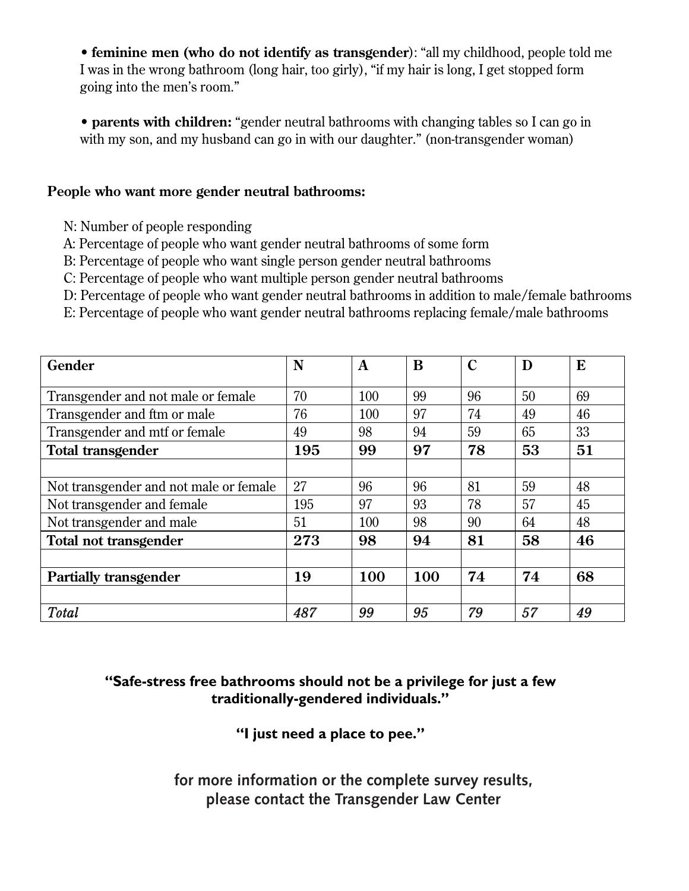- **feminine men (who do not identify as transgender)**: "all my childhood, people told me I was in the wrong bathroom (long hair, too girly), "if my hair is long, I get stopped form going into the men's room."

- **parents with children:** "gender neutral bathrooms with changing tables so I can go in with my son, and my husband can go in with our daughter." (non-transgender woman)

**People who want more gender neutral bathrooms:**

N: Number of people responding
A: Percentage of people who want gender neutral bathrooms of some form
B: Percentage of people who want single person gender neutral bathrooms
C: Percentage of people who want multiple person gender neutral bathrooms
D: Percentage of people who want gender neutral bathrooms in addition to male/female bathrooms
E: Percentage of people who want gender neutral bathrooms replacing female/male bathrooms

| Gender | N | A | B | C | D | E |
|---|---|---|---|---|---|---|
| Transgender and not male or female | 70 | 100 | 99 | 96 | 50 | 69 |
| Transgender and ftm or male | 76 | 100 | 97 | 74 | 49 | 46 |
| Transgender and mtf or female | 49 | 98 | 94 | 59 | 65 | 33 |
| **Total transgender** | **195** | **99** | **97** | **78** | **53** | **51** |
| | | | | | | |
| Not transgender and not male or female | 27 | 96 | 96 | 81 | 59 | 48 |
| Not transgender and female | 195 | 97 | 93 | 78 | 57 | 45 |
| Not transgender and male | 51 | 100 | 98 | 90 | 64 | 48 |
| **Total not transgender** | **273** | **98** | **94** | **81** | **58** | **46** |
| | | | | | | |
| **Partially transgender** | **19** | **100** | **100** | **74** | **74** | **68** |
| | | | | | | |
| *Total* | *487* | *99* | *95* | *79* | *57* | *49* |

**"Safe-stress free bathrooms should not be a privilege for just a few traditionally-gendered individuals."**

**"I just need a place to pee."**

**for more information or the complete survey results, please contact the Transgender Law Center**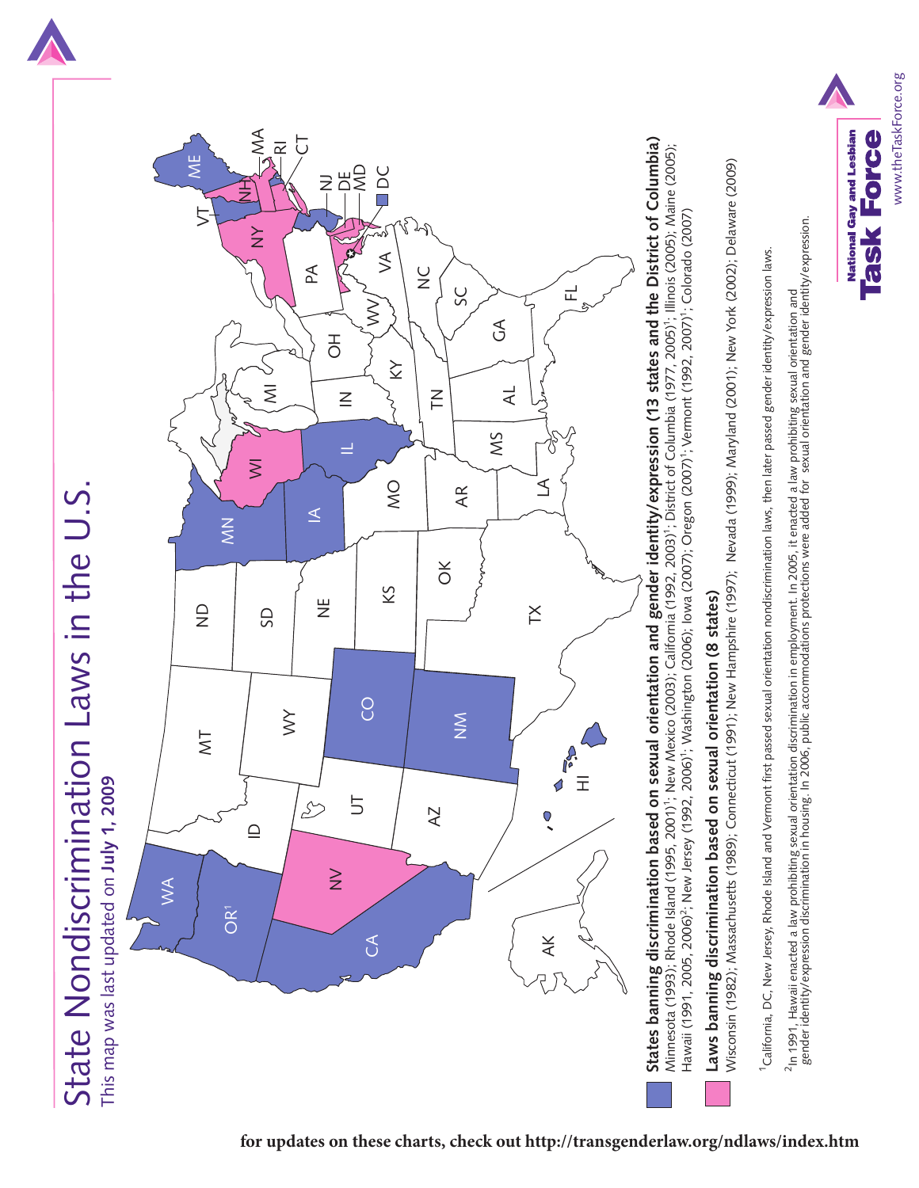# State Nondiscrimination Laws in the U.S.

This map was last updated on **July 1, 2009**

**States banning discrimination based on sexual orientation and gender identity/expression (13 states and the District of Columbia)**
Minnesota (1993); Rhode Island (1995, 2001)[1]; New Mexico (2003); California (1992, 2003)[1]; District of Columbia (1977, 2005)[1]; Illinois (2005); Maine (2005); Hawaii (1991, 2005, 2006)[2]; New Jersey (1992, 2006)[1]; Washington (2006); Iowa (2007); Oregon (2007)[1]; Vermont (1992, 2007)[1]; Colorado (2007)

**Laws banning discrimination based on sexual orientation (8 states)**
Wisconsin (1982); Massachusetts (1989); Connecticut (1991); New Hampshire (1997); Nevada (1999); Maryland (2001); New York (2002); Delaware (2009)

[1]California, DC, New Jersey, Rhode Island and Vermont first passed sexual orientation nondiscrimination laws, then later passed gender identity/expression laws.

[2]In 1991, Hawaii enacted a law prohibiting sexual orientation discrimination in employment. In 2005, it enacted a law prohibiting sexual orientation and gender identity/expression discrimination in housing. In 2006, public accommodations protections were added for sexual orientation and gender identity/expression.

National Gay and Lesbian **Task Force**
www.theTaskForce.org

**for updates on these charts, check out http://transgenderlaw.org/ndlaws/index.htm**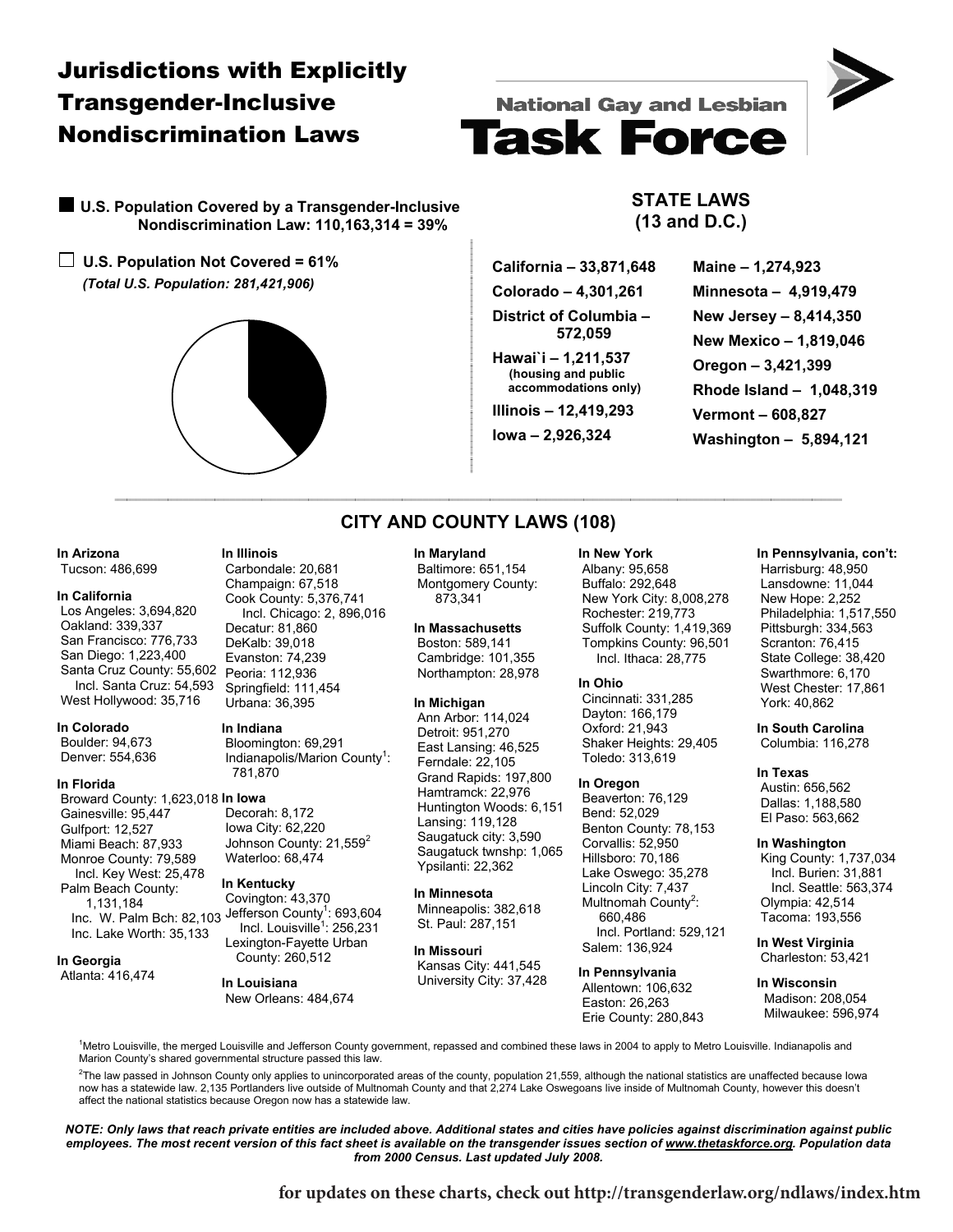# Jurisdictions with Explicitly Transgender-Inclusive Nondiscrimination Laws

National Gay and Lesbian **Task Force**

■ **U.S. Population Covered by a Transgender-Inclusive Nondiscrimination Law: 110,163,314 = 39%**

□ **U.S. Population Not Covered = 61%**
***(Total U.S. Population: 281,421,906)***

## STATE LAWS (13 and D.C.)

**California – 33,871,648**
**Colorado – 4,301,261**
**District of Columbia – 572,059**
**Hawai`i – 1,211,537**
**(housing and public accommodations only)**
**Illinois – 12,419,293**
**Iowa – 2,926,324**
**Maine – 1,274,923**
**Minnesota – 4,919,479**
**New Jersey – 8,414,350**
**New Mexico – 1,819,046**
**Oregon – 3,421,399**
**Rhode Island – 1,048,319**
**Vermont – 608,827**
**Washington – 5,894,121**

## CITY AND COUNTY LAWS (108)

**In Arizona**
Tucson: 486,699

**In California**
Los Angeles: 3,694,820
Oakland: 339,337
San Francisco: 776,733
San Diego: 1,223,400
Santa Cruz County: 55,602
Incl. Santa Cruz: 54,593
West Hollywood: 35,716

**In Colorado**
Boulder: 94,673
Denver: 554,636

**In Florida**
Broward County: 1,623,018
Gainesville: 95,447
Gulfport: 12,527
Miami Beach: 87,933
Monroe County: 79,589
Incl. Key West: 25,478
Palm Beach County: 1,131,184
Inc. W. Palm Bch: 82,103
Inc. Lake Worth: 35,133

**In Georgia**
Atlanta: 416,474

**In Illinois**
Carbondale: 20,681
Champaign: 67,518
Cook County: 5,376,741
Incl. Chicago: 2, 896,016
Decatur: 81,860
DeKalb: 39,018
Evanston: 74,239
Peoria: 112,936
Springfield: 111,454
Urbana: 36,395

**In Indiana**
Bloomington: 69,291
Indianapolis/Marion County[1]: 781,870

**In Iowa**
Decorah: 8,172
Iowa City: 62,220
Johnson County: 21,559[2]
Waterloo: 68,474

**In Kentucky**
Covington: 43,370
Jefferson County[1]: 693,604
Incl. Louisville[1]: 256,231
Lexington-Fayette Urban County: 260,512

**In Louisiana**
New Orleans: 484,674

**In Maryland**
Baltimore: 651,154
Montgomery County: 873,341

**In Massachusetts**
Boston: 589,141
Cambridge: 101,355
Northampton: 28,978

**In Michigan**
Ann Arbor: 114,024
Detroit: 951,270
East Lansing: 46,525
Ferndale: 22,105
Grand Rapids: 197,800
Hamtramck: 22,976
Huntington Woods: 6,151
Lansing: 119,128
Saugatuck city: 3,590
Saugatuck twnshp: 1,065
Ypsilanti: 22,362

**In Minnesota**
Minneapolis: 382,618
St. Paul: 287,151

**In Missouri**
Kansas City: 441,545
University City: 37,428

**In New York**
Albany: 95,658
Buffalo: 292,648
New York City: 8,008,278
Rochester: 219,773
Suffolk County: 1,419,369
Tompkins County: 96,501
Incl. Ithaca: 28,775

**In Ohio**
Cincinnati: 331,285
Dayton: 166,179
Oxford: 21,943
Shaker Heights: 29,405
Toledo: 313,619

**In Oregon**
Beaverton: 76,129
Bend: 52,029
Benton County: 78,153
Corvallis: 52,950
Hillsboro: 70,186
Lake Oswego: 35,278
Lincoln City: 7,437
Multnomah County[2]: 660,486
Incl. Portland: 529,121
Salem: 136,924

**In Pennsylvania**
Allentown: 106,632
Easton: 26,263
Erie County: 280,843

**In Pennsylvania, con't:**
Harrisburg: 48,950
Lansdowne: 11,044
New Hope: 2,252
Philadelphia: 1,517,550
Pittsburgh: 334,563
Scranton: 76,415
State College: 38,420
Swarthmore: 6,170
West Chester: 17,861
York: 40,862

**In South Carolina**
Columbia: 116,278

**In Texas**
Austin: 656,562
Dallas: 1,188,580
El Paso: 563,662

**In Washington**
King County: 1,737,034
Incl. Burien: 31,881
Incl. Seattle: 563,374
Olympia: 42,514
Tacoma: 193,556

**In West Virginia**
Charleston: 53,421

**In Wisconsin**
Madison: 208,054
Milwaukee: 596,974

[1]Metro Louisville, the merged Louisville and Jefferson County government, repassed and combined these laws in 2004 to apply to Metro Louisville. Indianapolis and Marion County's shared governmental structure passed this law.

[2]The law passed in Johnson County only applies to unincorporated areas of the county, population 21,559, although the national statistics are unaffected because Iowa now has a statewide law. 2,135 Portlanders live outside of Multnomah County and that 2,274 Lake Oswegoans live inside of Multnomah County, however this doesn't affect the national statistics because Oregon now has a statewide law.

***NOTE: Only laws that reach private entities are included above. Additional states and cities have policies against discrimination against public employees. The most recent version of this fact sheet is available on the transgender issues section of www.thetaskforce.org. Population data from 2000 Census. Last updated July 2008.***

**for updates on these charts, check out http://transgenderlaw.org/ndlaws/index.htm**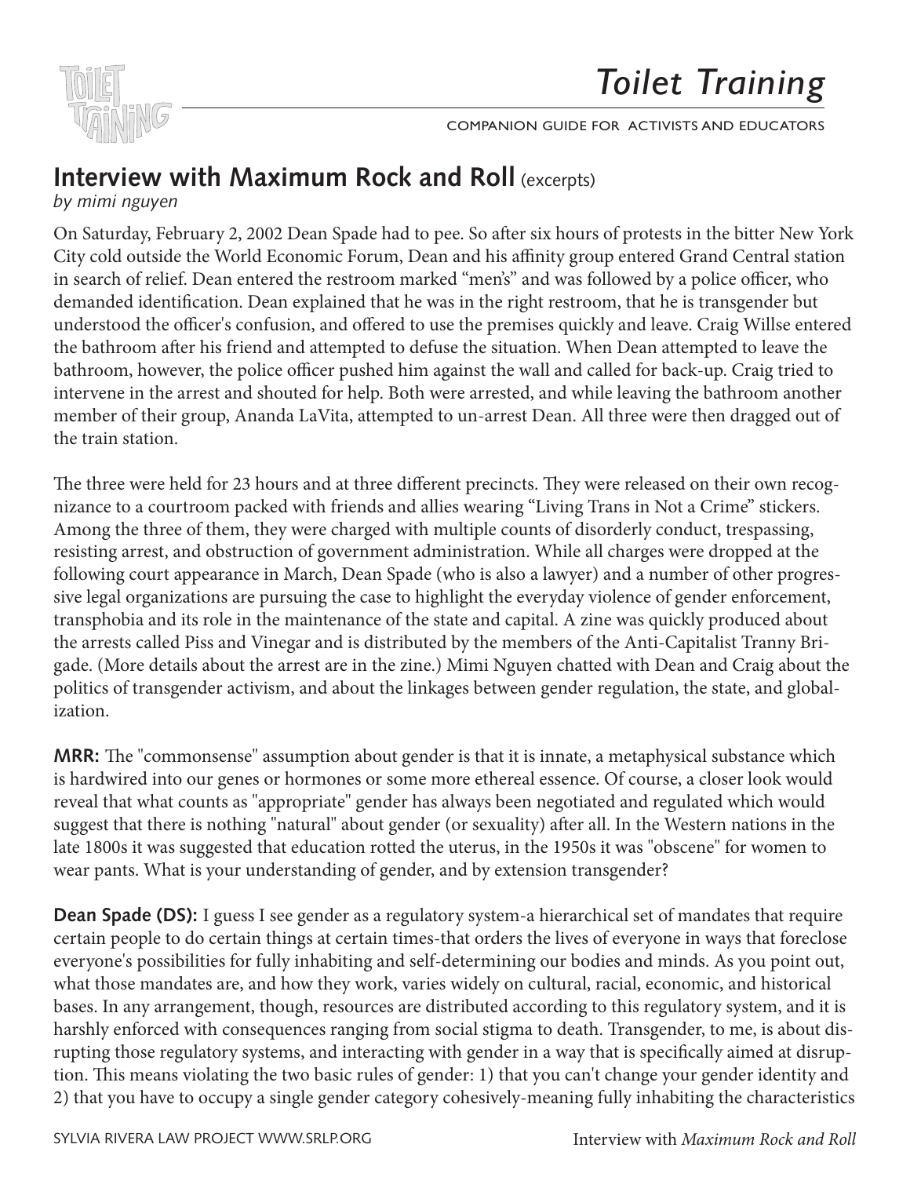## Interview with Maximum Rock and Roll (excerpts)

*by mimi nguyen*

On Saturday, February 2, 2002 Dean Spade had to pee. So after six hours of protests in the bitter New York City cold outside the World Economic Forum, Dean and his affinity group entered Grand Central station in search of relief. Dean entered the restroom marked "men's" and was followed by a police officer, who demanded identification. Dean explained that he was in the right restroom, that he is transgender but understood the officer's confusion, and offered to use the premises quickly and leave. Craig Willse entered the bathroom after his friend and attempted to defuse the situation. When Dean attempted to leave the bathroom, however, the police officer pushed him against the wall and called for back-up. Craig tried to intervene in the arrest and shouted for help. Both were arrested, and while leaving the bathroom another member of their group, Ananda LaVita, attempted to un-arrest Dean. All three were then dragged out of the train station.

The three were held for 23 hours and at three different precincts. They were released on their own recognizance to a courtroom packed with friends and allies wearing "Living Trans in Not a Crime" stickers. Among the three of them, they were charged with multiple counts of disorderly conduct, trespassing, resisting arrest, and obstruction of government administration. While all charges were dropped at the following court appearance in March, Dean Spade (who is also a lawyer) and a number of other progressive legal organizations are pursuing the case to highlight the everyday violence of gender enforcement, transphobia and its role in the maintenance of the state and capital. A zine was quickly produced about the arrests called Piss and Vinegar and is distributed by the members of the Anti-Capitalist Tranny Brigade. (More details about the arrest are in the zine.) Mimi Nguyen chatted with Dean and Craig about the politics of transgender activism, and about the linkages between gender regulation, the state, and globalization.

**MRR:** The "commonsense" assumption about gender is that it is innate, a metaphysical substance which is hardwired into our genes or hormones or some more ethereal essence. Of course, a closer look would reveal that what counts as "appropriate" gender has always been negotiated and regulated which would suggest that there is nothing "natural" about gender (or sexuality) after all. In the Western nations in the late 1800s it was suggested that education rotted the uterus, in the 1950s it was "obscene" for women to wear pants. What is your understanding of gender, and by extension transgender?

**Dean Spade (DS):** I guess I see gender as a regulatory system-a hierarchical set of mandates that require certain people to do certain things at certain times-that orders the lives of everyone in ways that foreclose everyone's possibilities for fully inhabiting and self-determining our bodies and minds. As you point out, what those mandates are, and how they work, varies widely on cultural, racial, economic, and historical bases. In any arrangement, though, resources are distributed according to this regulatory system, and it is harshly enforced with consequences ranging from social stigma to death. Transgender, to me, is about disrupting those regulatory systems, and interacting with gender in a way that is specifically aimed at disruption. This means violating the two basic rules of gender: 1) that you can't change your gender identity and 2) that you have to occupy a single gender category cohesively-meaning fully inhabiting the characteristics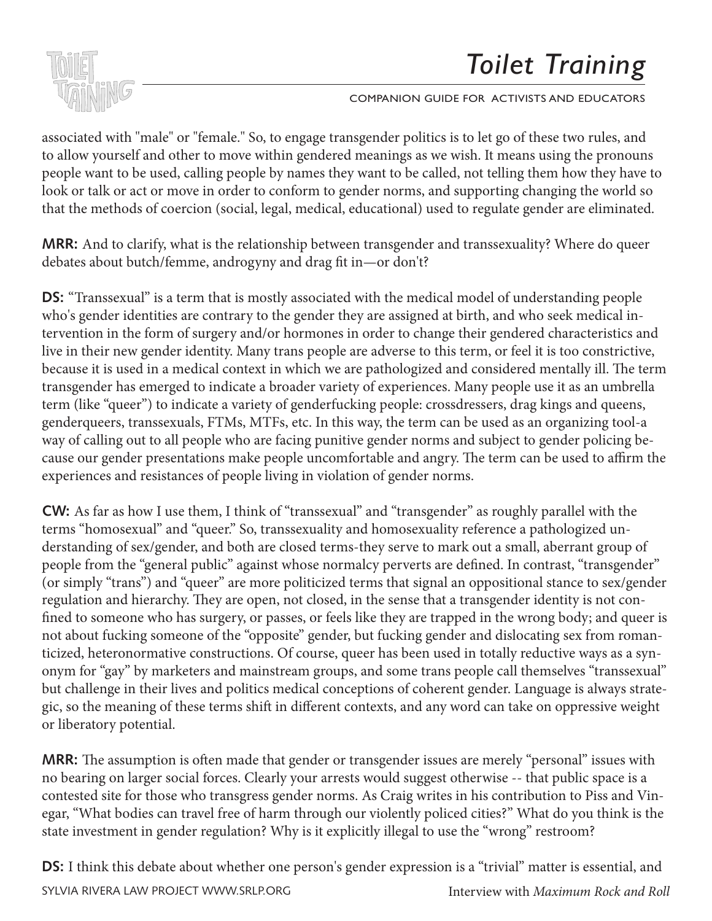associated with "male" or "female." So, to engage transgender politics is to let go of these two rules, and to allow yourself and other to move within gendered meanings as we wish. It means using the pronouns people want to be used, calling people by names they want to be called, not telling them how they have to look or talk or act or move in order to conform to gender norms, and supporting changing the world so that the methods of coercion (social, legal, medical, educational) used to regulate gender are eliminated.

**MRR:** And to clarify, what is the relationship between transgender and transsexuality? Where do queer debates about butch/femme, androgyny and drag fit in—or don't?

**DS:** "Transsexual" is a term that is mostly associated with the medical model of understanding people who's gender identities are contrary to the gender they are assigned at birth, and who seek medical intervention in the form of surgery and/or hormones in order to change their gendered characteristics and live in their new gender identity. Many trans people are adverse to this term, or feel it is too constrictive, because it is used in a medical context in which we are pathologized and considered mentally ill. The term transgender has emerged to indicate a broader variety of experiences. Many people use it as an umbrella term (like "queer") to indicate a variety of genderfucking people: crossdressers, drag kings and queens, genderqueers, transsexuals, FTMs, MTFs, etc. In this way, the term can be used as an organizing tool-a way of calling out to all people who are facing punitive gender norms and subject to gender policing because our gender presentations make people uncomfortable and angry. The term can be used to affirm the experiences and resistances of people living in violation of gender norms.

**CW:** As far as how I use them, I think of "transsexual" and "transgender" as roughly parallel with the terms "homosexual" and "queer." So, transsexuality and homosexuality reference a pathologized understanding of sex/gender, and both are closed terms-they serve to mark out a small, aberrant group of people from the "general public" against whose normalcy perverts are defined. In contrast, "transgender" (or simply "trans") and "queer" are more politicized terms that signal an oppositional stance to sex/gender regulation and hierarchy. They are open, not closed, in the sense that a transgender identity is not confined to someone who has surgery, or passes, or feels like they are trapped in the wrong body; and queer is not about fucking someone of the "opposite" gender, but fucking gender and dislocating sex from romanticized, heteronormative constructions. Of course, queer has been used in totally reductive ways as a synonym for "gay" by marketers and mainstream groups, and some trans people call themselves "transsexual" but challenge in their lives and politics medical conceptions of coherent gender. Language is always strategic, so the meaning of these terms shift in different contexts, and any word can take on oppressive weight or liberatory potential.

**MRR:** The assumption is often made that gender or transgender issues are merely "personal" issues with no bearing on larger social forces. Clearly your arrests would suggest otherwise -- that public space is a contested site for those who transgress gender norms. As Craig writes in his contribution to Piss and Vinegar, "What bodies can travel free of harm through our violently policed cities?" What do you think is the state investment in gender regulation? Why is it explicitly illegal to use the "wrong" restroom?

**DS:** I think this debate about whether one person's gender expression is a "trivial" matter is essential, and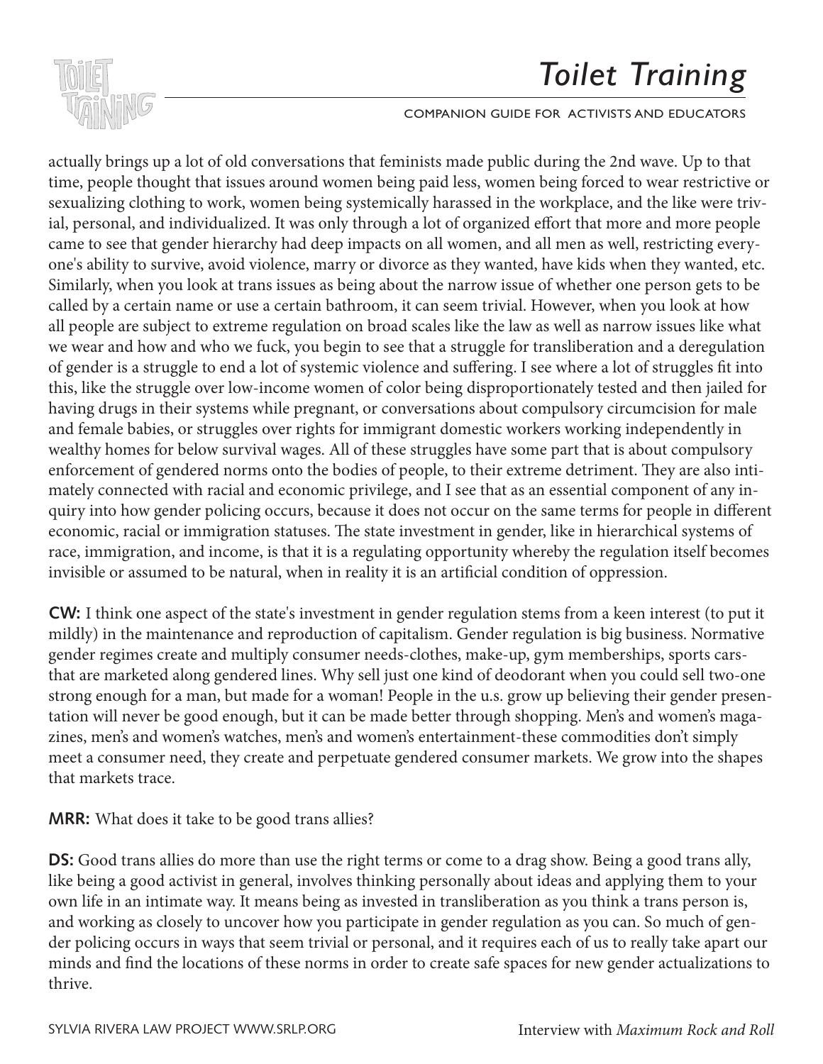actually brings up a lot of old conversations that feminists made public during the 2nd wave. Up to that time, people thought that issues around women being paid less, women being forced to wear restrictive or sexualizing clothing to work, women being systemically harassed in the workplace, and the like were trivial, personal, and individualized. It was only through a lot of organized effort that more and more people came to see that gender hierarchy had deep impacts on all women, and all men as well, restricting everyone's ability to survive, avoid violence, marry or divorce as they wanted, have kids when they wanted, etc. Similarly, when you look at trans issues as being about the narrow issue of whether one person gets to be called by a certain name or use a certain bathroom, it can seem trivial. However, when you look at how all people are subject to extreme regulation on broad scales like the law as well as narrow issues like what we wear and how and who we fuck, you begin to see that a struggle for transliberation and a deregulation of gender is a struggle to end a lot of systemic violence and suffering. I see where a lot of struggles fit into this, like the struggle over low-income women of color being disproportionately tested and then jailed for having drugs in their systems while pregnant, or conversations about compulsory circumcision for male and female babies, or struggles over rights for immigrant domestic workers working independently in wealthy homes for below survival wages. All of these struggles have some part that is about compulsory enforcement of gendered norms onto the bodies of people, to their extreme detriment. They are also intimately connected with racial and economic privilege, and I see that as an essential component of any inquiry into how gender policing occurs, because it does not occur on the same terms for people in different economic, racial or immigration statuses. The state investment in gender, like in hierarchical systems of race, immigration, and income, is that it is a regulating opportunity whereby the regulation itself becomes invisible or assumed to be natural, when in reality it is an artificial condition of oppression.

**CW:** I think one aspect of the state's investment in gender regulation stems from a keen interest (to put it mildly) in the maintenance and reproduction of capitalism. Gender regulation is big business. Normative gender regimes create and multiply consumer needs-clothes, make-up, gym memberships, sports cars-that are marketed along gendered lines. Why sell just one kind of deodorant when you could sell two-one strong enough for a man, but made for a woman! People in the u.s. grow up believing their gender presentation will never be good enough, but it can be made better through shopping. Men's and women's magazines, men's and women's watches, men's and women's entertainment-these commodities don't simply meet a consumer need, they create and perpetuate gendered consumer markets. We grow into the shapes that markets trace.

**MRR:** What does it take to be good trans allies?

**DS:** Good trans allies do more than use the right terms or come to a drag show. Being a good trans ally, like being a good activist in general, involves thinking personally about ideas and applying them to your own life in an intimate way. It means being as invested in transliberation as you think a trans person is, and working as closely to uncover how you participate in gender regulation as you can. So much of gender policing occurs in ways that seem trivial or personal, and it requires each of us to really take apart our minds and find the locations of these norms in order to create safe spaces for new gender actualizations to thrive.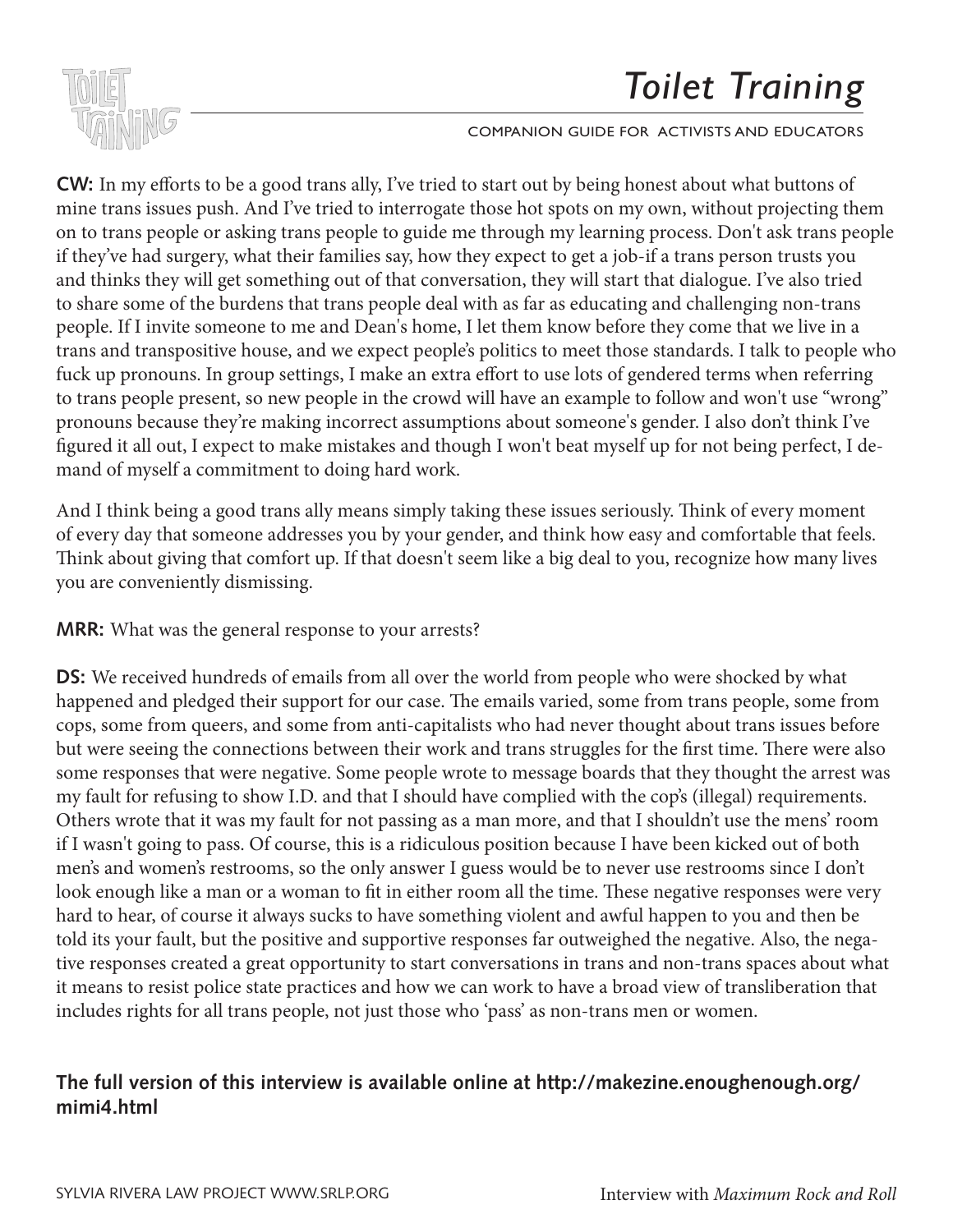**CW:** In my efforts to be a good trans ally, I've tried to start out by being honest about what buttons of mine trans issues push. And I've tried to interrogate those hot spots on my own, without projecting them on to trans people or asking trans people to guide me through my learning process. Don't ask trans people if they've had surgery, what their families say, how they expect to get a job-if a trans person trusts you and thinks they will get something out of that conversation, they will start that dialogue. I've also tried to share some of the burdens that trans people deal with as far as educating and challenging non-trans people. If I invite someone to me and Dean's home, I let them know before they come that we live in a trans and transpositive house, and we expect people's politics to meet those standards. I talk to people who fuck up pronouns. In group settings, I make an extra effort to use lots of gendered terms when referring to trans people present, so new people in the crowd will have an example to follow and won't use "wrong" pronouns because they're making incorrect assumptions about someone's gender. I also don't think I've figured it all out, I expect to make mistakes and though I won't beat myself up for not being perfect, I demand of myself a commitment to doing hard work.

And I think being a good trans ally means simply taking these issues seriously. Think of every moment of every day that someone addresses you by your gender, and think how easy and comfortable that feels. Think about giving that comfort up. If that doesn't seem like a big deal to you, recognize how many lives you are conveniently dismissing.

**MRR:** What was the general response to your arrests?

**DS:** We received hundreds of emails from all over the world from people who were shocked by what happened and pledged their support for our case. The emails varied, some from trans people, some from cops, some from queers, and some from anti-capitalists who had never thought about trans issues before but were seeing the connections between their work and trans struggles for the first time. There were also some responses that were negative. Some people wrote to message boards that they thought the arrest was my fault for refusing to show I.D. and that I should have complied with the cop's (illegal) requirements. Others wrote that it was my fault for not passing as a man more, and that I shouldn't use the mens' room if I wasn't going to pass. Of course, this is a ridiculous position because I have been kicked out of both men's and women's restrooms, so the only answer I guess would be to never use restrooms since I don't look enough like a man or a woman to fit in either room all the time. These negative responses were very hard to hear, of course it always sucks to have something violent and awful happen to you and then be told its your fault, but the positive and supportive responses far outweighed the negative. Also, the negative responses created a great opportunity to start conversations in trans and non-trans spaces about what it means to resist police state practices and how we can work to have a broad view of transliberation that includes rights for all trans people, not just those who 'pass' as non-trans men or women.

**The full version of this interview is available online at http://makezine.enoughenough.org/mimi4.html**

Interview with *Maximum Rock and Roll*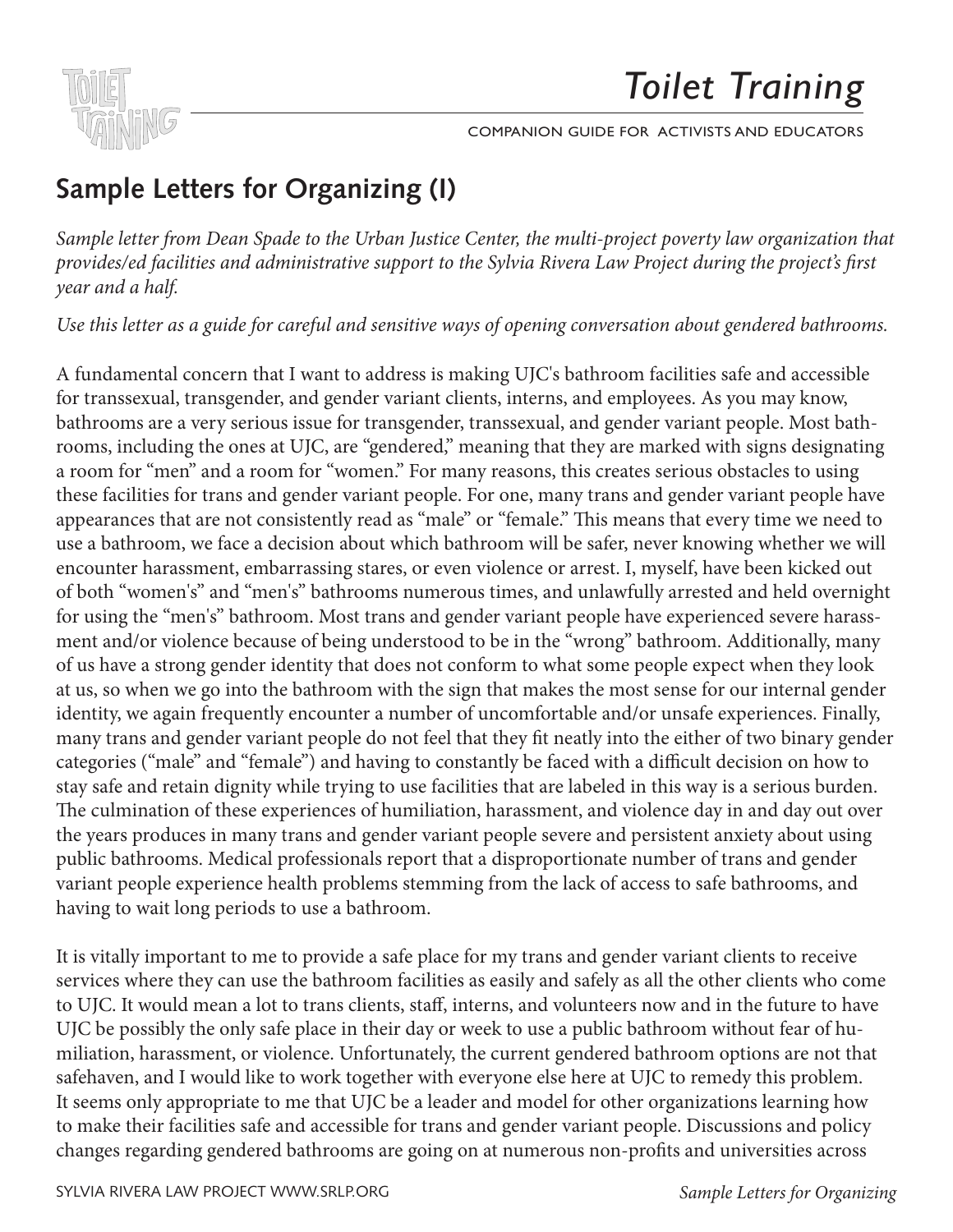## Sample Letters for Organizing (I)

*Sample letter from Dean Spade to the Urban Justice Center, the multi-project poverty law organization that provides/ed facilities and administrative support to the Sylvia Rivera Law Project during the project's first year and a half.*

*Use this letter as a guide for careful and sensitive ways of opening conversation about gendered bathrooms.*

A fundamental concern that I want to address is making UJC's bathroom facilities safe and accessible for transsexual, transgender, and gender variant clients, interns, and employees. As you may know, bathrooms are a very serious issue for transgender, transsexual, and gender variant people. Most bathrooms, including the ones at UJC, are "gendered," meaning that they are marked with signs designating a room for "men" and a room for "women." For many reasons, this creates serious obstacles to using these facilities for trans and gender variant people. For one, many trans and gender variant people have appearances that are not consistently read as "male" or "female." This means that every time we need to use a bathroom, we face a decision about which bathroom will be safer, never knowing whether we will encounter harassment, embarrassing stares, or even violence or arrest. I, myself, have been kicked out of both "women's" and "men's" bathrooms numerous times, and unlawfully arrested and held overnight for using the "men's" bathroom. Most trans and gender variant people have experienced severe harassment and/or violence because of being understood to be in the "wrong" bathroom. Additionally, many of us have a strong gender identity that does not conform to what some people expect when they look at us, so when we go into the bathroom with the sign that makes the most sense for our internal gender identity, we again frequently encounter a number of uncomfortable and/or unsafe experiences. Finally, many trans and gender variant people do not feel that they fit neatly into the either of two binary gender categories ("male" and "female") and having to constantly be faced with a difficult decision on how to stay safe and retain dignity while trying to use facilities that are labeled in this way is a serious burden. The culmination of these experiences of humiliation, harassment, and violence day in and day out over the years produces in many trans and gender variant people severe and persistent anxiety about using public bathrooms. Medical professionals report that a disproportionate number of trans and gender variant people experience health problems stemming from the lack of access to safe bathrooms, and having to wait long periods to use a bathroom.

It is vitally important to me to provide a safe place for my trans and gender variant clients to receive services where they can use the bathroom facilities as easily and safely as all the other clients who come to UJC. It would mean a lot to trans clients, staff, interns, and volunteers now and in the future to have UJC be possibly the only safe place in their day or week to use a public bathroom without fear of humiliation, harassment, or violence. Unfortunately, the current gendered bathroom options are not that safehaven, and I would like to work together with everyone else here at UJC to remedy this problem. It seems only appropriate to me that UJC be a leader and model for other organizations learning how to make their facilities safe and accessible for trans and gender variant people. Discussions and policy changes regarding gendered bathrooms are going on at numerous non-profits and universities across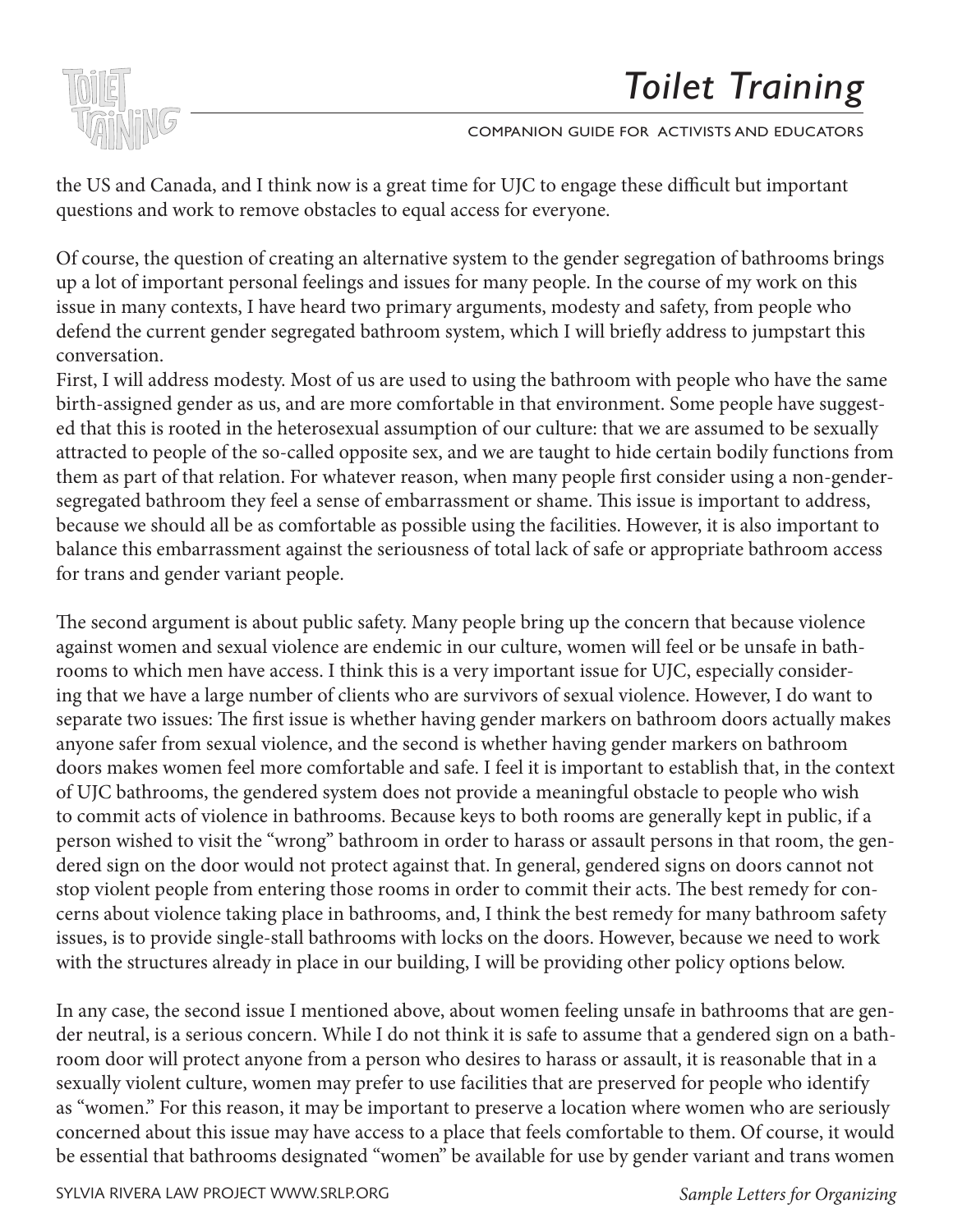the US and Canada, and I think now is a great time for UJC to engage these difficult but important questions and work to remove obstacles to equal access for everyone.

Of course, the question of creating an alternative system to the gender segregation of bathrooms brings up a lot of important personal feelings and issues for many people. In the course of my work on this issue in many contexts, I have heard two primary arguments, modesty and safety, from people who defend the current gender segregated bathroom system, which I will briefly address to jumpstart this conversation.

First, I will address modesty. Most of us are used to using the bathroom with people who have the same birth-assigned gender as us, and are more comfortable in that environment. Some people have suggested that this is rooted in the heterosexual assumption of our culture: that we are assumed to be sexually attracted to people of the so-called opposite sex, and we are taught to hide certain bodily functions from them as part of that relation. For whatever reason, when many people first consider using a non-gender-segregated bathroom they feel a sense of embarrassment or shame. This issue is important to address, because we should all be as comfortable as possible using the facilities. However, it is also important to balance this embarrassment against the seriousness of total lack of safe or appropriate bathroom access for trans and gender variant people.

The second argument is about public safety. Many people bring up the concern that because violence against women and sexual violence are endemic in our culture, women will feel or be unsafe in bathrooms to which men have access. I think this is a very important issue for UJC, especially considering that we have a large number of clients who are survivors of sexual violence. However, I do want to separate two issues: The first issue is whether having gender markers on bathroom doors actually makes anyone safer from sexual violence, and the second is whether having gender markers on bathroom doors makes women feel more comfortable and safe. I feel it is important to establish that, in the context of UJC bathrooms, the gendered system does not provide a meaningful obstacle to people who wish to commit acts of violence in bathrooms. Because keys to both rooms are generally kept in public, if a person wished to visit the "wrong" bathroom in order to harass or assault persons in that room, the gendered sign on the door would not protect against that. In general, gendered signs on doors cannot not stop violent people from entering those rooms in order to commit their acts. The best remedy for concerns about violence taking place in bathrooms, and, I think the best remedy for many bathroom safety issues, is to provide single-stall bathrooms with locks on the doors. However, because we need to work with the structures already in place in our building, I will be providing other policy options below.

In any case, the second issue I mentioned above, about women feeling unsafe in bathrooms that are gender neutral, is a serious concern. While I do not think it is safe to assume that a gendered sign on a bathroom door will protect anyone from a person who desires to harass or assault, it is reasonable that in a sexually violent culture, women may prefer to use facilities that are preserved for people who identify as "women." For this reason, it may be important to preserve a location where women who are seriously concerned about this issue may have access to a place that feels comfortable to them. Of course, it would be essential that bathrooms designated "women" be available for use by gender variant and trans women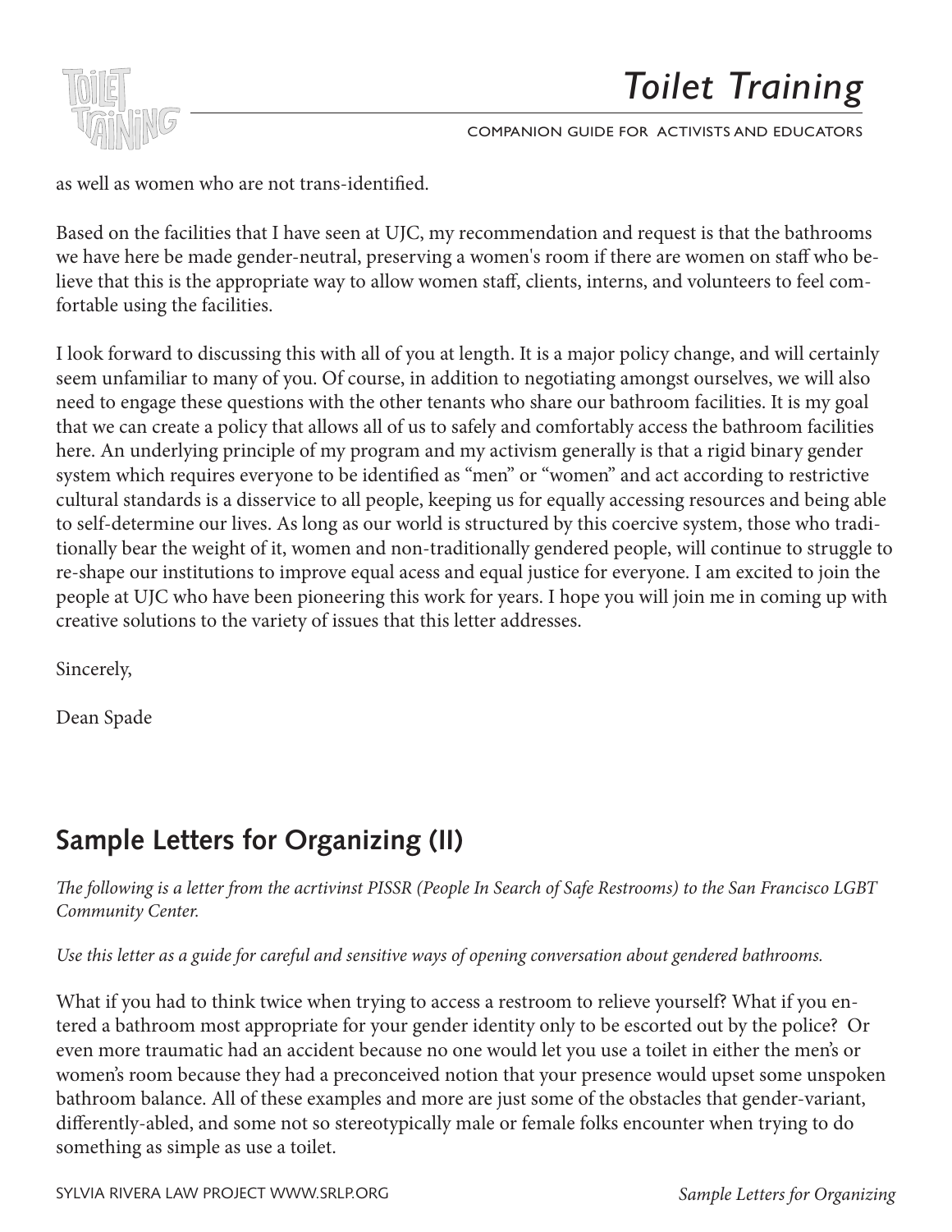as well as women who are not trans-identified.

Based on the facilities that I have seen at UJC, my recommendation and request is that the bathrooms we have here be made gender-neutral, preserving a women's room if there are women on staff who believe that this is the appropriate way to allow women staff, clients, interns, and volunteers to feel comfortable using the facilities.

I look forward to discussing this with all of you at length. It is a major policy change, and will certainly seem unfamiliar to many of you. Of course, in addition to negotiating amongst ourselves, we will also need to engage these questions with the other tenants who share our bathroom facilities. It is my goal that we can create a policy that allows all of us to safely and comfortably access the bathroom facilities here. An underlying principle of my program and my activism generally is that a rigid binary gender system which requires everyone to be identified as "men" or "women" and act according to restrictive cultural standards is a disservice to all people, keeping us for equally accessing resources and being able to self-determine our lives. As long as our world is structured by this coercive system, those who traditionally bear the weight of it, women and non-traditionally gendered people, will continue to struggle to re-shape our institutions to improve equal acess and equal justice for everyone. I am excited to join the people at UJC who have been pioneering this work for years. I hope you will join me in coming up with creative solutions to the variety of issues that this letter addresses.

Sincerely,

Dean Spade

## Sample Letters for Organizing (II)

*The following is a letter from the acrtivinst PISSR (People In Search of Safe Restrooms) to the San Francisco LGBT Community Center.*

*Use this letter as a guide for careful and sensitive ways of opening conversation about gendered bathrooms.*

What if you had to think twice when trying to access a restroom to relieve yourself? What if you entered a bathroom most appropriate for your gender identity only to be escorted out by the police? Or even more traumatic had an accident because no one would let you use a toilet in either the men's or women's room because they had a preconceived notion that your presence would upset some unspoken bathroom balance. All of these examples and more are just some of the obstacles that gender-variant, differently-abled, and some not so stereotypically male or female folks encounter when trying to do something as simple as use a toilet.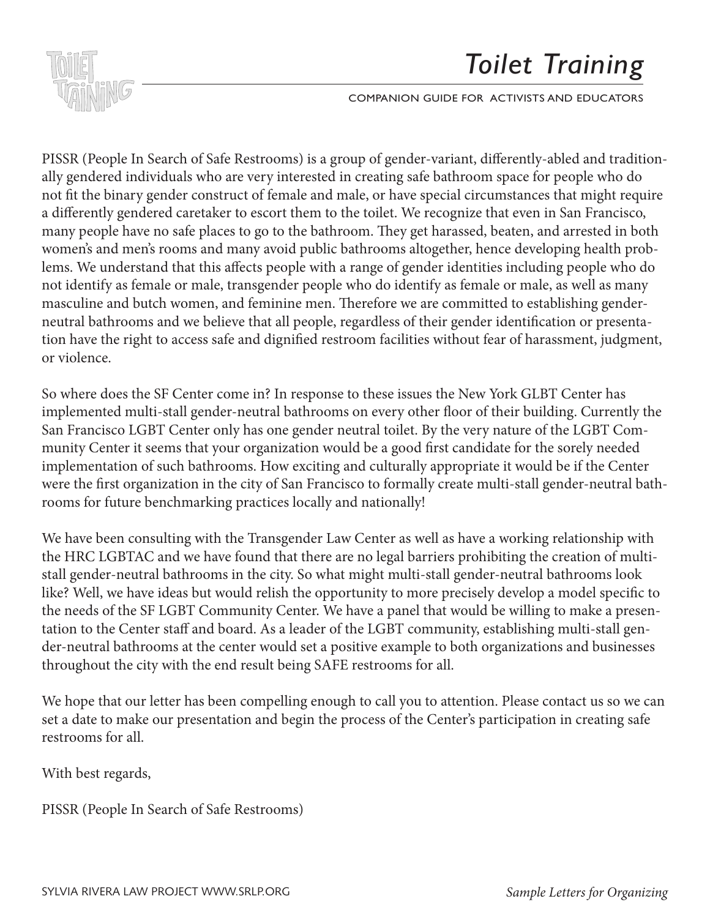PISSR (People In Search of Safe Restrooms) is a group of gender-variant, differently-abled and traditionally gendered individuals who are very interested in creating safe bathroom space for people who do not fit the binary gender construct of female and male, or have special circumstances that might require a differently gendered caretaker to escort them to the toilet. We recognize that even in San Francisco, many people have no safe places to go to the bathroom. They get harassed, beaten, and arrested in both women's and men's rooms and many avoid public bathrooms altogether, hence developing health problems. We understand that this affects people with a range of gender identities including people who do not identify as female or male, transgender people who do identify as female or male, as well as many masculine and butch women, and feminine men. Therefore we are committed to establishing gender-neutral bathrooms and we believe that all people, regardless of their gender identification or presentation have the right to access safe and dignified restroom facilities without fear of harassment, judgment, or violence.

So where does the SF Center come in? In response to these issues the New York GLBT Center has implemented multi-stall gender-neutral bathrooms on every other floor of their building. Currently the San Francisco LGBT Center only has one gender neutral toilet. By the very nature of the LGBT Community Center it seems that your organization would be a good first candidate for the sorely needed implementation of such bathrooms. How exciting and culturally appropriate it would be if the Center were the first organization in the city of San Francisco to formally create multi-stall gender-neutral bathrooms for future benchmarking practices locally and nationally!

We have been consulting with the Transgender Law Center as well as have a working relationship with the HRC LGBTAC and we have found that there are no legal barriers prohibiting the creation of multi-stall gender-neutral bathrooms in the city. So what might multi-stall gender-neutral bathrooms look like? Well, we have ideas but would relish the opportunity to more precisely develop a model specific to the needs of the SF LGBT Community Center. We have a panel that would be willing to make a presentation to the Center staff and board. As a leader of the LGBT community, establishing multi-stall gender-neutral bathrooms at the center would set a positive example to both organizations and businesses throughout the city with the end result being SAFE restrooms for all.

We hope that our letter has been compelling enough to call you to attention. Please contact us so we can set a date to make our presentation and begin the process of the Center's participation in creating safe restrooms for all.

With best regards,

PISSR (People In Search of Safe Restrooms)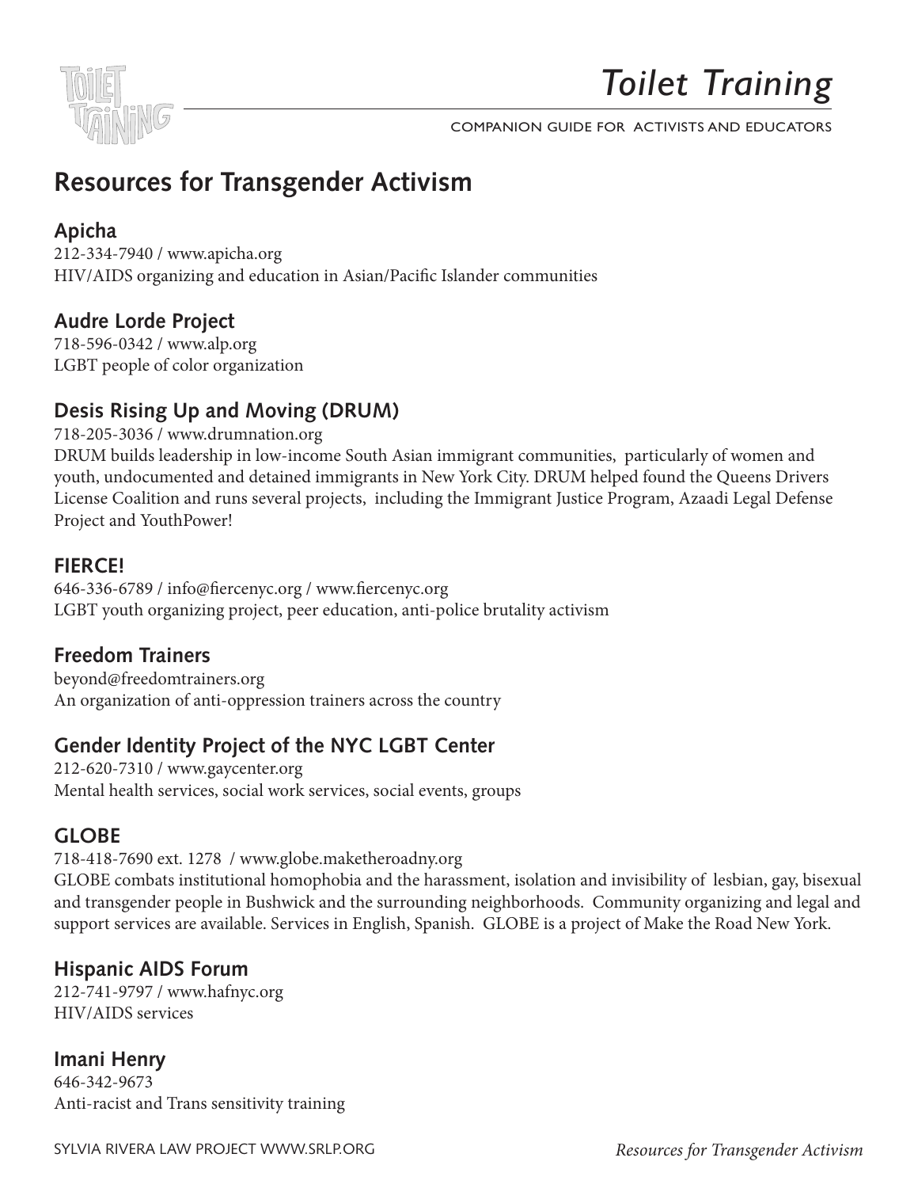## Resources for Transgender Activism

### Apicha

212-334-7940 / www.apicha.org
HIV/AIDS organizing and education in Asian/Pacific Islander communities

### Audre Lorde Project

718-596-0342 / www.alp.org
LGBT people of color organization

### Desis Rising Up and Moving (DRUM)

718-205-3036 / www.drumnation.org
DRUM builds leadership in low-income South Asian immigrant communities, particularly of women and youth, undocumented and detained immigrants in New York City. DRUM helped found the Queens Drivers License Coalition and runs several projects, including the Immigrant Justice Program, Azaadi Legal Defense Project and YouthPower!

### FIERCE!

646-336-6789 / info@fiercenyc.org / www.fiercenyc.org
LGBT youth organizing project, peer education, anti-police brutality activism

### Freedom Trainers

beyond@freedomtrainers.org
An organization of anti-oppression trainers across the country

### Gender Identity Project of the NYC LGBT Center

212-620-7310 / www.gaycenter.org
Mental health services, social work services, social events, groups

### GLOBE

718-418-7690 ext. 1278 / www.globe.maketheroadny.org
GLOBE combats institutional homophobia and the harassment, isolation and invisibility of lesbian, gay, bisexual and transgender people in Bushwick and the surrounding neighborhoods. Community organizing and legal and support services are available. Services in English, Spanish. GLOBE is a project of Make the Road New York.

### Hispanic AIDS Forum

212-741-9797 / www.hafnyc.org
HIV/AIDS services

### Imani Henry

646-342-9673
Anti-racist and Trans sensitivity training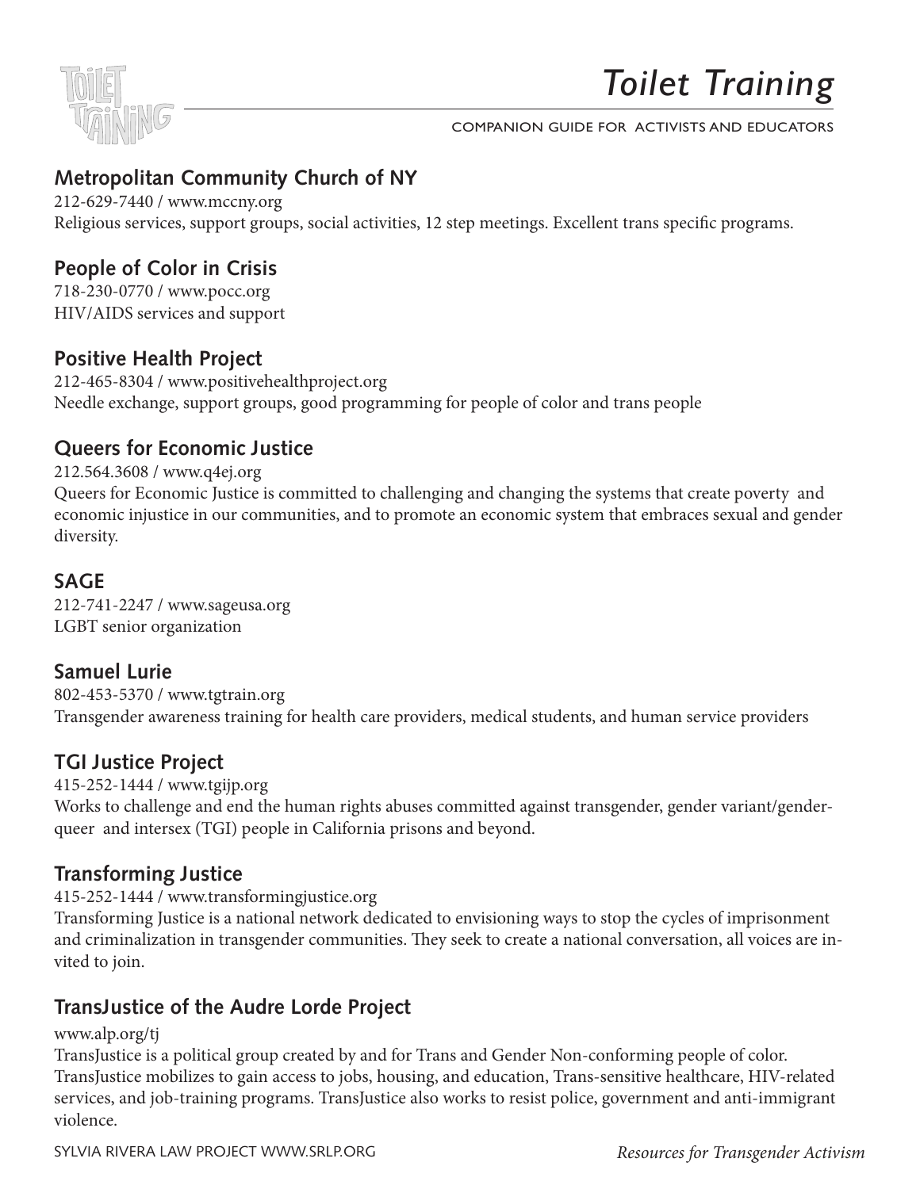## Metropolitan Community Church of NY

212-629-7440 / www.mccny.org
Religious services, support groups, social activities, 12 step meetings. Excellent trans specific programs.

## People of Color in Crisis

718-230-0770 / www.pocc.org
HIV/AIDS services and support

## Positive Health Project

212-465-8304 / www.positivehealthproject.org
Needle exchange, support groups, good programming for people of color and trans people

## Queers for Economic Justice

212.564.3608 / www.q4ej.org
Queers for Economic Justice is committed to challenging and changing the systems that create poverty and economic injustice in our communities, and to promote an economic system that embraces sexual and gender diversity.

## SAGE

212-741-2247 / www.sageusa.org
LGBT senior organization

## Samuel Lurie

802-453-5370 / www.tgtrain.org
Transgender awareness training for health care providers, medical students, and human service providers

## TGI Justice Project

415-252-1444 / www.tgijp.org
Works to challenge and end the human rights abuses committed against transgender, gender variant/genderqueer and intersex (TGI) people in California prisons and beyond.

## Transforming Justice

415-252-1444 / www.transformingjustice.org
Transforming Justice is a national network dedicated to envisioning ways to stop the cycles of imprisonment and criminalization in transgender communities. They seek to create a national conversation, all voices are invited to join.

## TransJustice of the Audre Lorde Project

www.alp.org/tj
TransJustice is a political group created by and for Trans and Gender Non-conforming people of color. TransJustice mobilizes to gain access to jobs, housing, and education, Trans-sensitive healthcare, HIV-related services, and job-training programs. TransJustice also works to resist police, government and anti-immigrant violence.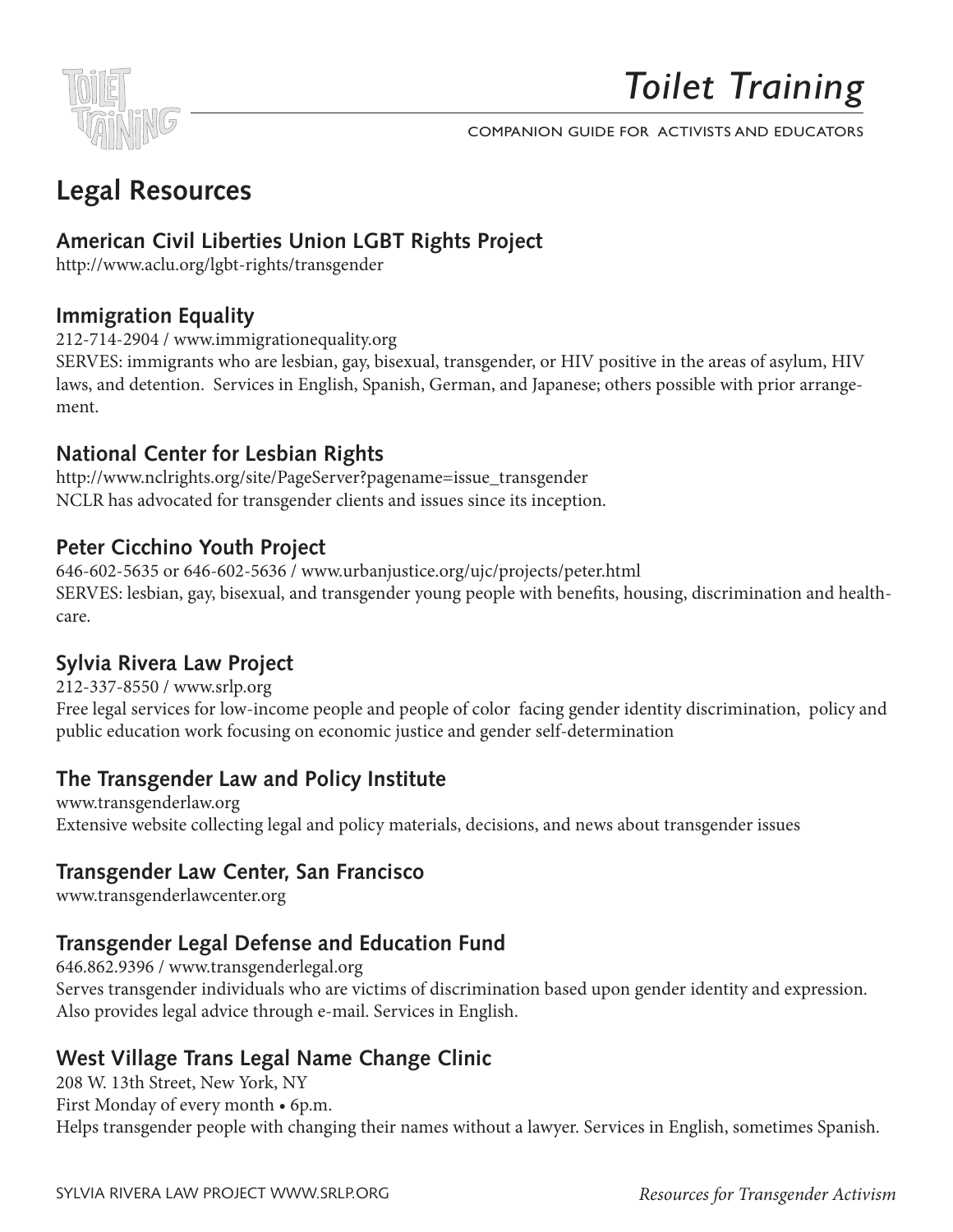## Legal Resources

### American Civil Liberties Union LGBT Rights Project

http://www.aclu.org/lgbt-rights/transgender

### Immigration Equality

212-714-2904 / www.immigrationequality.org

SERVES: immigrants who are lesbian, gay, bisexual, transgender, or HIV positive in the areas of asylum, HIV laws, and detention. Services in English, Spanish, German, and Japanese; others possible with prior arrangement.

### National Center for Lesbian Rights

http://www.nclrights.org/site/PageServer?pagename=issue_transgender

NCLR has advocated for transgender clients and issues since its inception.

### Peter Cicchino Youth Project

646-602-5635 or 646-602-5636 / www.urbanjustice.org/ujc/projects/peter.html

SERVES: lesbian, gay, bisexual, and transgender young people with benefits, housing, discrimination and healthcare.

### Sylvia Rivera Law Project

212-337-8550 / www.srlp.org

Free legal services for low-income people and people of color facing gender identity discrimination, policy and public education work focusing on economic justice and gender self-determination

### The Transgender Law and Policy Institute

www.transgenderlaw.org

Extensive website collecting legal and policy materials, decisions, and news about transgender issues

### Transgender Law Center, San Francisco

www.transgenderlawcenter.org

### Transgender Legal Defense and Education Fund

646.862.9396 / www.transgenderlegal.org

Serves transgender individuals who are victims of discrimination based upon gender identity and expression. Also provides legal advice through e-mail. Services in English.

### West Village Trans Legal Name Change Clinic

208 W. 13th Street, New York, NY

First Monday of every month • 6p.m.

Helps transgender people with changing their names without a lawyer. Services in English, sometimes Spanish.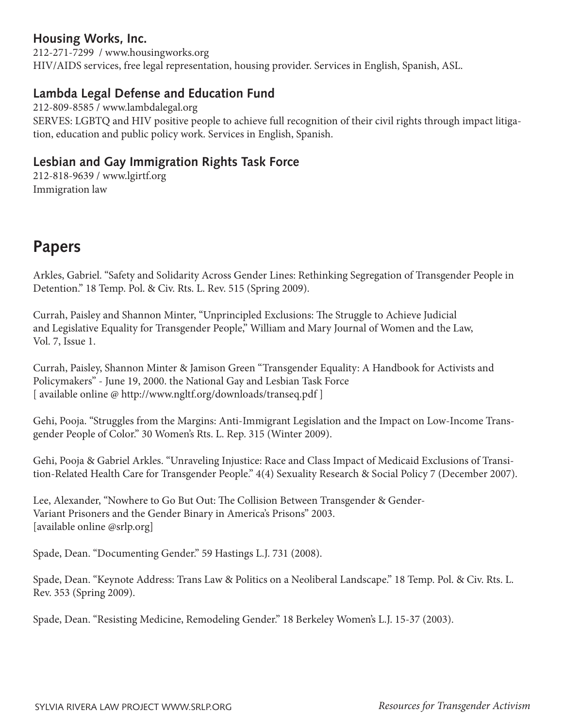### Housing Works, Inc.

212-271-7299 / www.housingworks.org
HIV/AIDS services, free legal representation, housing provider. Services in English, Spanish, ASL.

### Lambda Legal Defense and Education Fund

212-809-8585 / www.lambdalegal.org
SERVES: LGBTQ and HIV positive people to achieve full recognition of their civil rights through impact litigation, education and public policy work. Services in English, Spanish.

### Lesbian and Gay Immigration Rights Task Force

212-818-9639 / www.lgirtf.org
Immigration law

## Papers

Arkles, Gabriel. "Safety and Solidarity Across Gender Lines: Rethinking Segregation of Transgender People in Detention." 18 Temp. Pol. & Civ. Rts. L. Rev. 515 (Spring 2009).

Currah, Paisley and Shannon Minter, "Unprincipled Exclusions: The Struggle to Achieve Judicial and Legislative Equality for Transgender People," William and Mary Journal of Women and the Law, Vol. 7, Issue 1.

Currah, Paisley, Shannon Minter & Jamison Green "Transgender Equality: A Handbook for Activists and Policymakers" - June 19, 2000. the National Gay and Lesbian Task Force
[ available online @ http://www.ngltf.org/downloads/transeq.pdf ]

Gehi, Pooja. "Struggles from the Margins: Anti-Immigrant Legislation and the Impact on Low-Income Transgender People of Color." 30 Women's Rts. L. Rep. 315 (Winter 2009).

Gehi, Pooja & Gabriel Arkles. "Unraveling Injustice: Race and Class Impact of Medicaid Exclusions of Transition-Related Health Care for Transgender People." 4(4) Sexuality Research & Social Policy 7 (December 2007).

Lee, Alexander, "Nowhere to Go But Out: The Collision Between Transgender & Gender-Variant Prisoners and the Gender Binary in America's Prisons" 2003.
[available online @srlp.org]

Spade, Dean. "Documenting Gender." 59 Hastings L.J. 731 (2008).

Spade, Dean. "Keynote Address: Trans Law & Politics on a Neoliberal Landscape." 18 Temp. Pol. & Civ. Rts. L. Rev. 353 (Spring 2009).

Spade, Dean. "Resisting Medicine, Remodeling Gender." 18 Berkeley Women's L.J. 15-37 (2003).